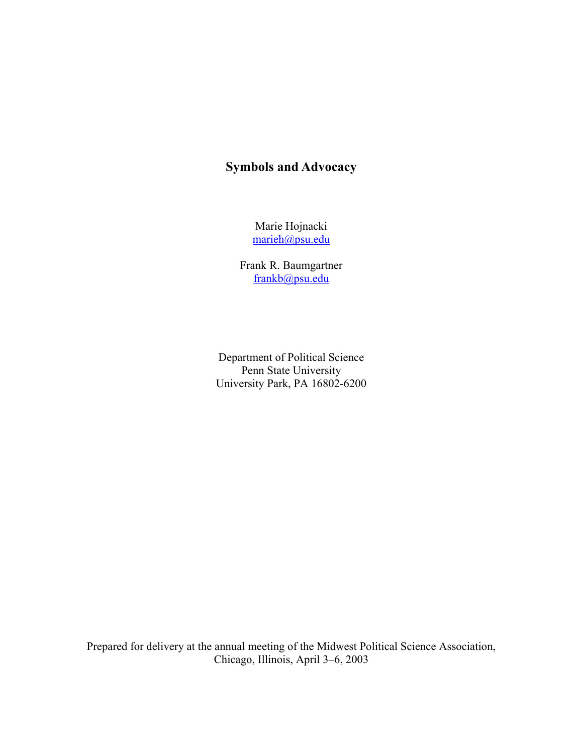# Symbols and Advocacy

Marie Hojnacki
marieh@psu.edu

Frank R. Baumgartner
frankb@psu.edu

Department of Political Science
Penn State University
University Park, PA 16802-6200

Prepared for delivery at the annual meeting of the Midwest Political Science Association, Chicago, Illinois, April 3–6, 2003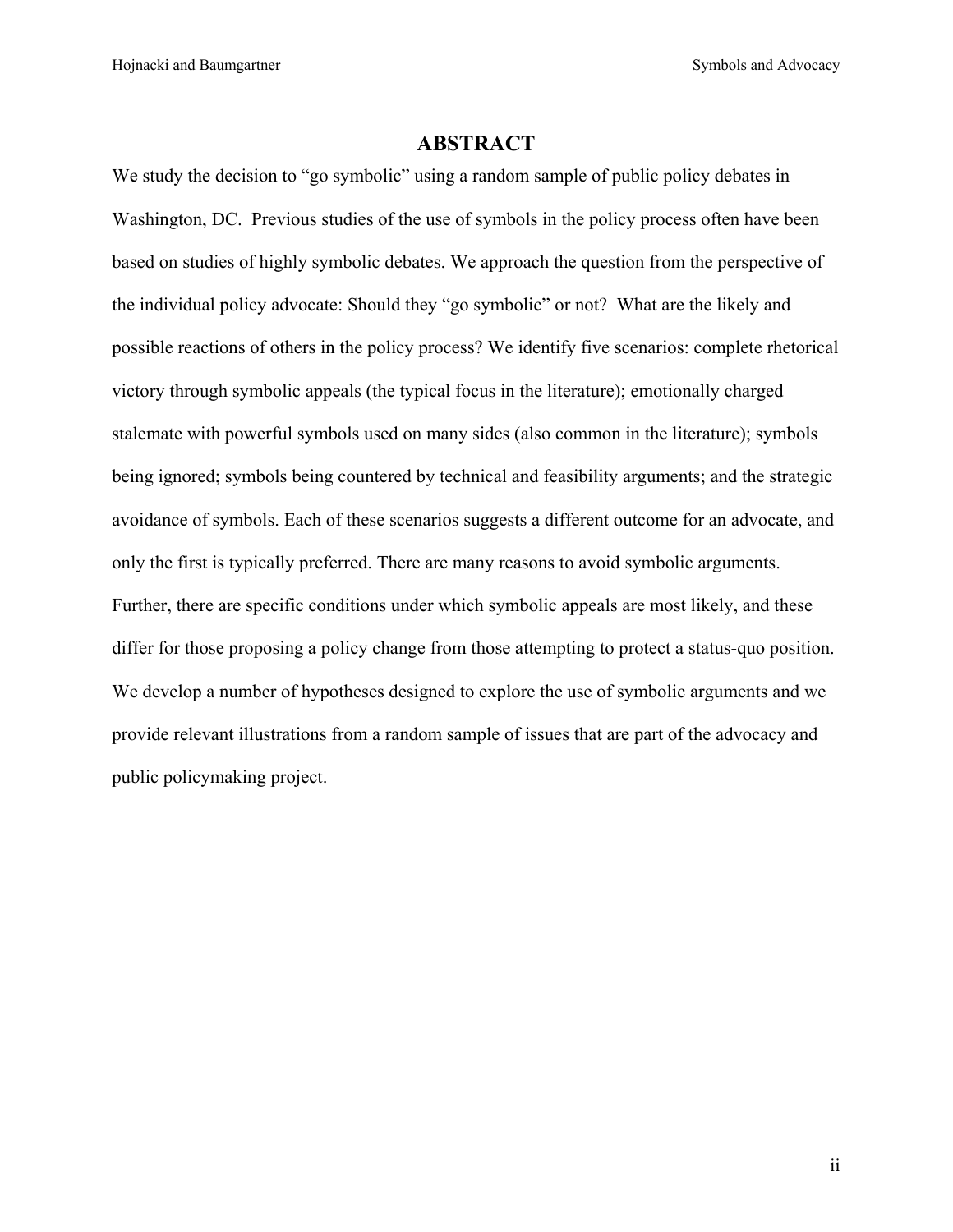# ABSTRACT

We study the decision to "go symbolic" using a random sample of public policy debates in Washington, DC. Previous studies of the use of symbols in the policy process often have been based on studies of highly symbolic debates. We approach the question from the perspective of the individual policy advocate: Should they "go symbolic" or not? What are the likely and possible reactions of others in the policy process? We identify five scenarios: complete rhetorical victory through symbolic appeals (the typical focus in the literature); emotionally charged stalemate with powerful symbols used on many sides (also common in the literature); symbols being ignored; symbols being countered by technical and feasibility arguments; and the strategic avoidance of symbols. Each of these scenarios suggests a different outcome for an advocate, and only the first is typically preferred. There are many reasons to avoid symbolic arguments. Further, there are specific conditions under which symbolic appeals are most likely, and these differ for those proposing a policy change from those attempting to protect a status-quo position. We develop a number of hypotheses designed to explore the use of symbolic arguments and we provide relevant illustrations from a random sample of issues that are part of the advocacy and public policymaking project.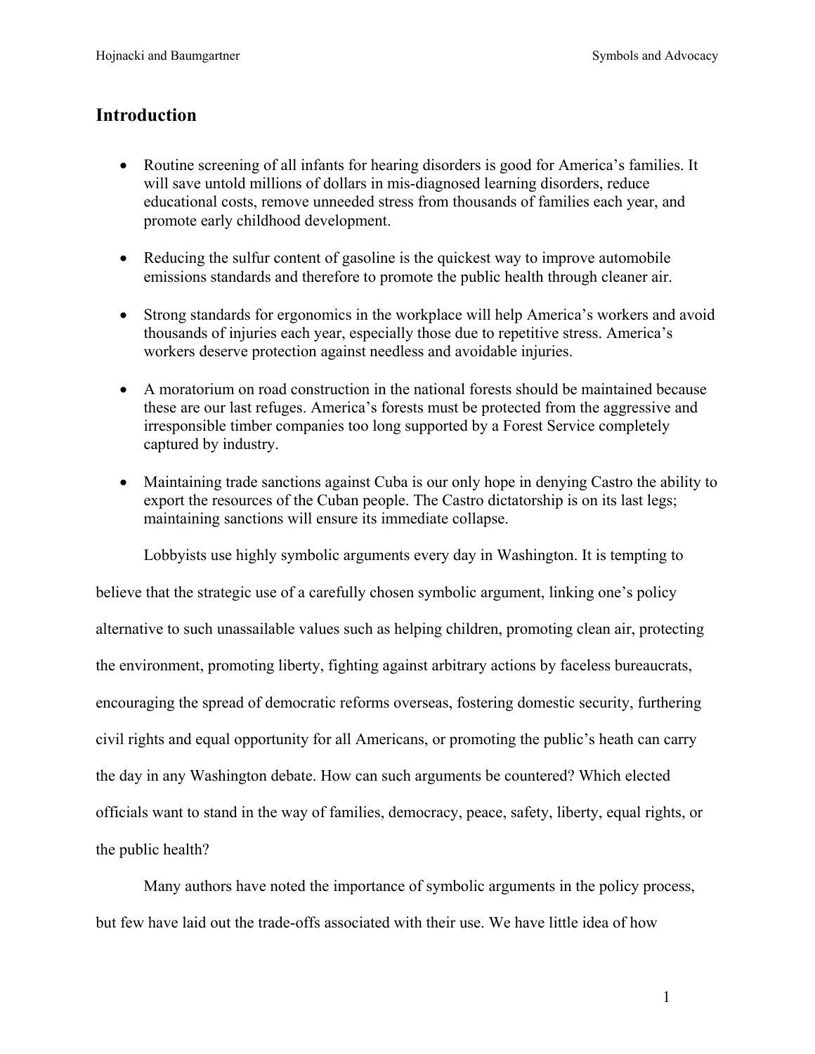## Introduction

- Routine screening of all infants for hearing disorders is good for America's families. It will save untold millions of dollars in mis-diagnosed learning disorders, reduce educational costs, remove unneeded stress from thousands of families each year, and promote early childhood development.

- Reducing the sulfur content of gasoline is the quickest way to improve automobile emissions standards and therefore to promote the public health through cleaner air.

- Strong standards for ergonomics in the workplace will help America's workers and avoid thousands of injuries each year, especially those due to repetitive stress. America's workers deserve protection against needless and avoidable injuries.

- A moratorium on road construction in the national forests should be maintained because these are our last refuges. America's forests must be protected from the aggressive and irresponsible timber companies too long supported by a Forest Service completely captured by industry.

- Maintaining trade sanctions against Cuba is our only hope in denying Castro the ability to export the resources of the Cuban people. The Castro dictatorship is on its last legs; maintaining sanctions will ensure its immediate collapse.

Lobbyists use highly symbolic arguments every day in Washington. It is tempting to believe that the strategic use of a carefully chosen symbolic argument, linking one's policy alternative to such unassailable values such as helping children, promoting clean air, protecting the environment, promoting liberty, fighting against arbitrary actions by faceless bureaucrats, encouraging the spread of democratic reforms overseas, fostering domestic security, furthering civil rights and equal opportunity for all Americans, or promoting the public's heath can carry the day in any Washington debate. How can such arguments be countered? Which elected officials want to stand in the way of families, democracy, peace, safety, liberty, equal rights, or the public health?

Many authors have noted the importance of symbolic arguments in the policy process, but few have laid out the trade-offs associated with their use. We have little idea of how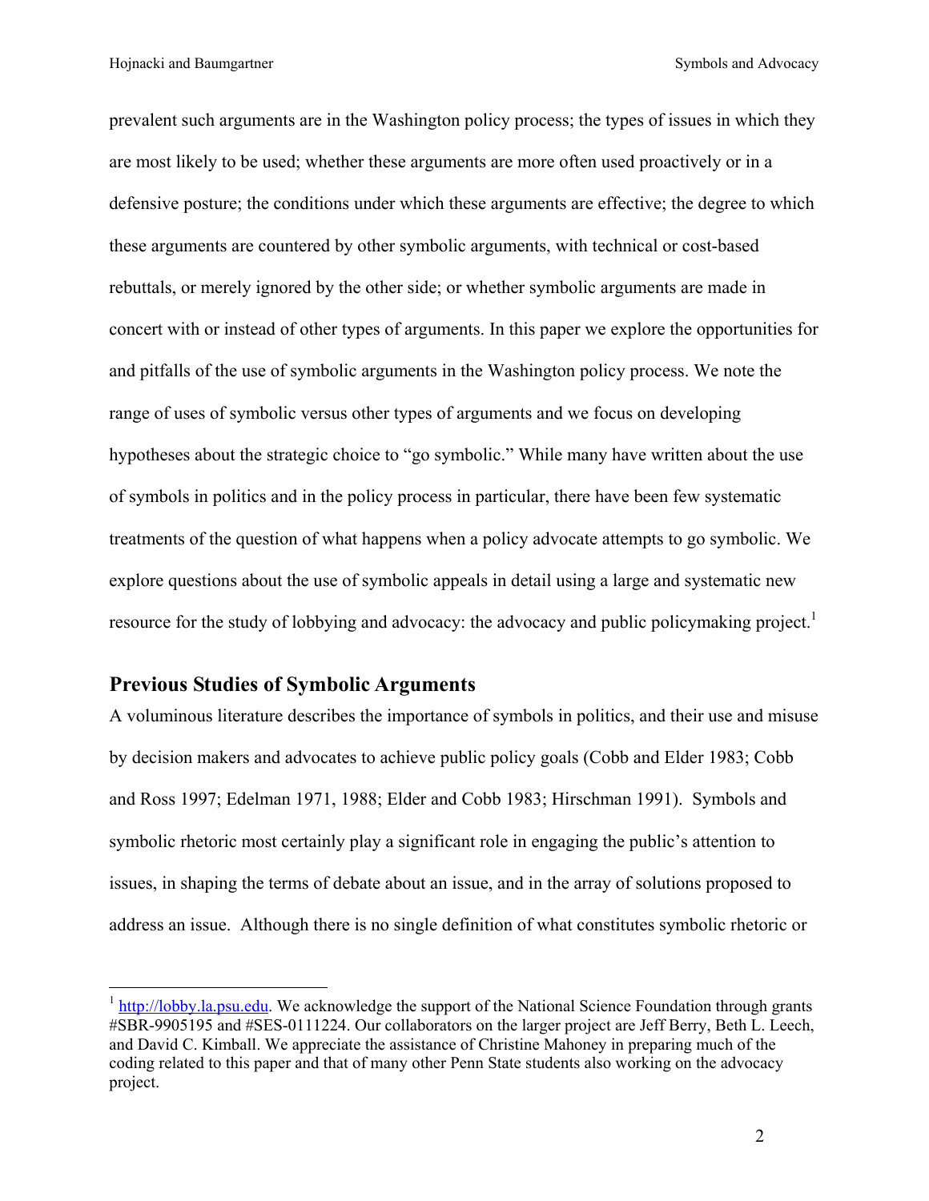prevalent such arguments are in the Washington policy process; the types of issues in which they are most likely to be used; whether these arguments are more often used proactively or in a defensive posture; the conditions under which these arguments are effective; the degree to which these arguments are countered by other symbolic arguments, with technical or cost-based rebuttals, or merely ignored by the other side; or whether symbolic arguments are made in concert with or instead of other types of arguments. In this paper we explore the opportunities for and pitfalls of the use of symbolic arguments in the Washington policy process. We note the range of uses of symbolic versus other types of arguments and we focus on developing hypotheses about the strategic choice to "go symbolic." While many have written about the use of symbols in politics and in the policy process in particular, there have been few systematic treatments of the question of what happens when a policy advocate attempts to go symbolic. We explore questions about the use of symbolic appeals in detail using a large and systematic new resource for the study of lobbying and advocacy: the advocacy and public policymaking project.[1]

## Previous Studies of Symbolic Arguments

A voluminous literature describes the importance of symbols in politics, and their use and misuse by decision makers and advocates to achieve public policy goals (Cobb and Elder 1983; Cobb and Ross 1997; Edelman 1971, 1988; Elder and Cobb 1983; Hirschman 1991). Symbols and symbolic rhetoric most certainly play a significant role in engaging the public's attention to issues, in shaping the terms of debate about an issue, and in the array of solutions proposed to address an issue. Although there is no single definition of what constitutes symbolic rhetoric or

[1] http://lobby.la.psu.edu. We acknowledge the support of the National Science Foundation through grants #SBR-9905195 and #SES-0111224. Our collaborators on the larger project are Jeff Berry, Beth L. Leech, and David C. Kimball. We appreciate the assistance of Christine Mahoney in preparing much of the coding related to this paper and that of many other Penn State students also working on the advocacy project.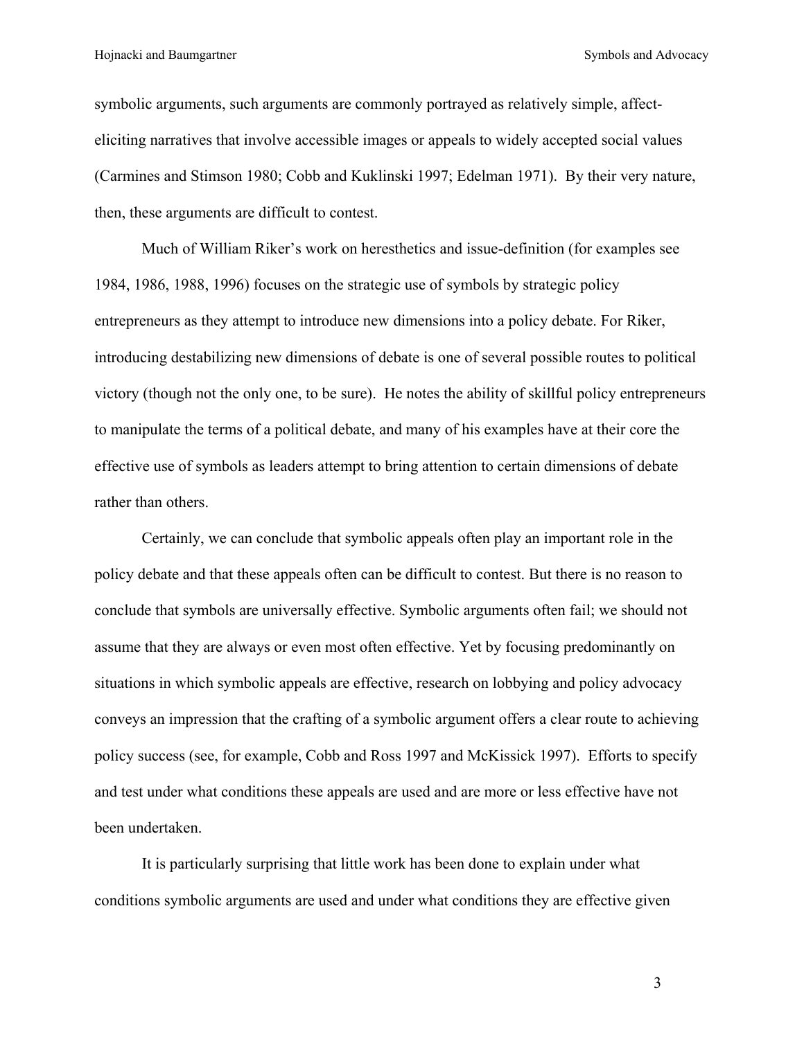symbolic arguments, such arguments are commonly portrayed as relatively simple, affect-eliciting narratives that involve accessible images or appeals to widely accepted social values (Carmines and Stimson 1980; Cobb and Kuklinski 1997; Edelman 1971). By their very nature, then, these arguments are difficult to contest.

Much of William Riker's work on heresthetics and issue-definition (for examples see 1984, 1986, 1988, 1996) focuses on the strategic use of symbols by strategic policy entrepreneurs as they attempt to introduce new dimensions into a policy debate. For Riker, introducing destabilizing new dimensions of debate is one of several possible routes to political victory (though not the only one, to be sure). He notes the ability of skillful policy entrepreneurs to manipulate the terms of a political debate, and many of his examples have at their core the effective use of symbols as leaders attempt to bring attention to certain dimensions of debate rather than others.

Certainly, we can conclude that symbolic appeals often play an important role in the policy debate and that these appeals often can be difficult to contest. But there is no reason to conclude that symbols are universally effective. Symbolic arguments often fail; we should not assume that they are always or even most often effective. Yet by focusing predominantly on situations in which symbolic appeals are effective, research on lobbying and policy advocacy conveys an impression that the crafting of a symbolic argument offers a clear route to achieving policy success (see, for example, Cobb and Ross 1997 and McKissick 1997). Efforts to specify and test under what conditions these appeals are used and are more or less effective have not been undertaken.

It is particularly surprising that little work has been done to explain under what conditions symbolic arguments are used and under what conditions they are effective given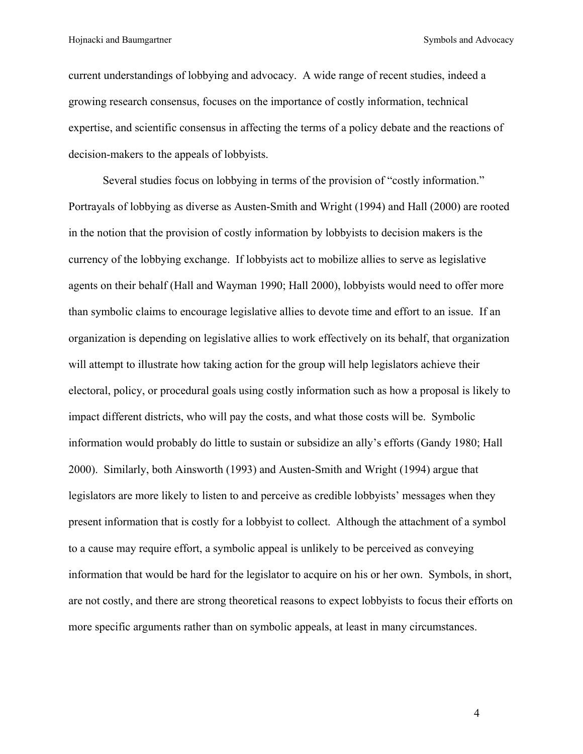current understandings of lobbying and advocacy. A wide range of recent studies, indeed a growing research consensus, focuses on the importance of costly information, technical expertise, and scientific consensus in affecting the terms of a policy debate and the reactions of decision-makers to the appeals of lobbyists.

Several studies focus on lobbying in terms of the provision of "costly information." Portrayals of lobbying as diverse as Austen-Smith and Wright (1994) and Hall (2000) are rooted in the notion that the provision of costly information by lobbyists to decision makers is the currency of the lobbying exchange. If lobbyists act to mobilize allies to serve as legislative agents on their behalf (Hall and Wayman 1990; Hall 2000), lobbyists would need to offer more than symbolic claims to encourage legislative allies to devote time and effort to an issue. If an organization is depending on legislative allies to work effectively on its behalf, that organization will attempt to illustrate how taking action for the group will help legislators achieve their electoral, policy, or procedural goals using costly information such as how a proposal is likely to impact different districts, who will pay the costs, and what those costs will be. Symbolic information would probably do little to sustain or subsidize an ally's efforts (Gandy 1980; Hall 2000). Similarly, both Ainsworth (1993) and Austen-Smith and Wright (1994) argue that legislators are more likely to listen to and perceive as credible lobbyists' messages when they present information that is costly for a lobbyist to collect. Although the attachment of a symbol to a cause may require effort, a symbolic appeal is unlikely to be perceived as conveying information that would be hard for the legislator to acquire on his or her own. Symbols, in short, are not costly, and there are strong theoretical reasons to expect lobbyists to focus their efforts on more specific arguments rather than on symbolic appeals, at least in many circumstances.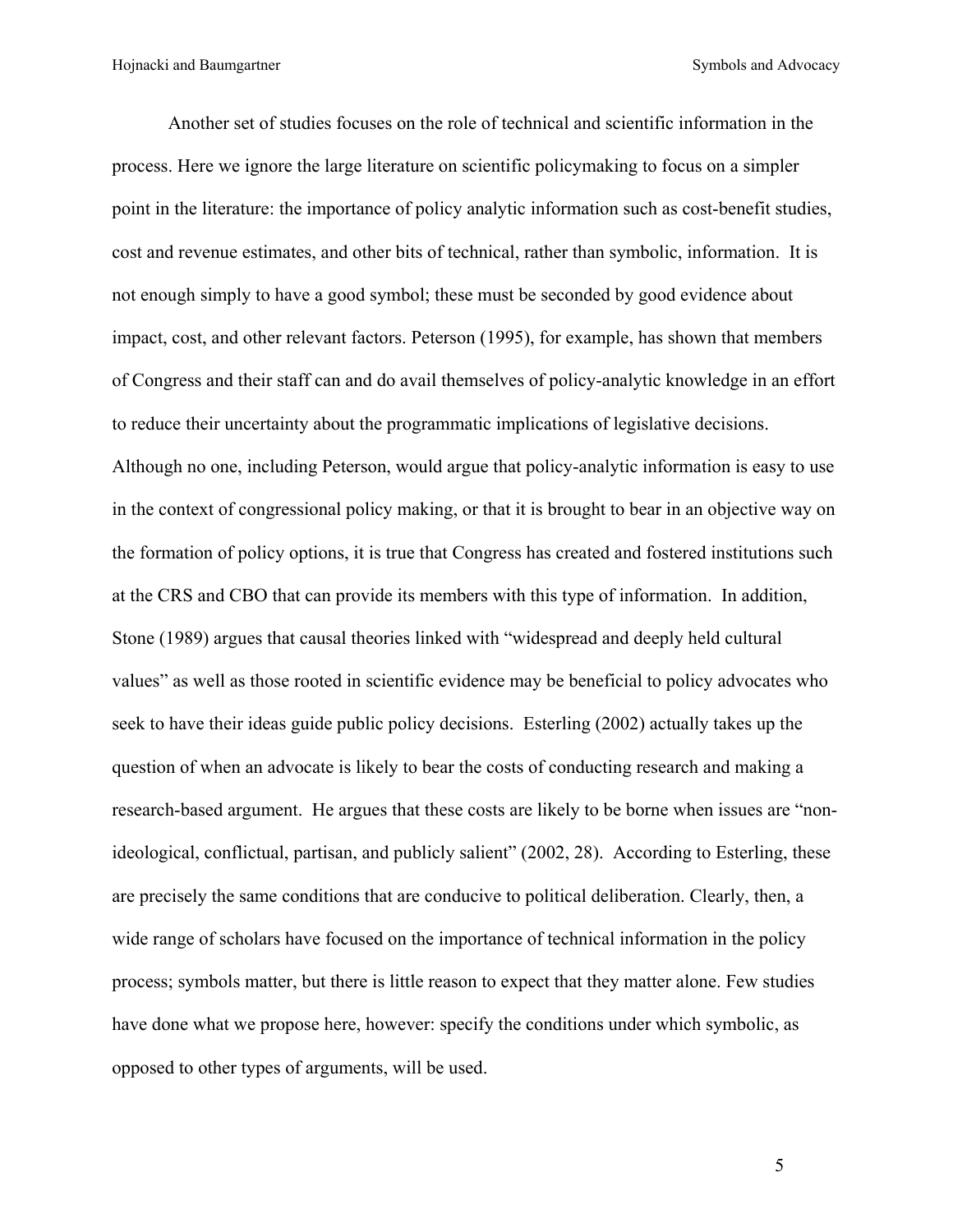Another set of studies focuses on the role of technical and scientific information in the process. Here we ignore the large literature on scientific policymaking to focus on a simpler point in the literature: the importance of policy analytic information such as cost-benefit studies, cost and revenue estimates, and other bits of technical, rather than symbolic, information. It is not enough simply to have a good symbol; these must be seconded by good evidence about impact, cost, and other relevant factors. Peterson (1995), for example, has shown that members of Congress and their staff can and do avail themselves of policy-analytic knowledge in an effort to reduce their uncertainty about the programmatic implications of legislative decisions. Although no one, including Peterson, would argue that policy-analytic information is easy to use in the context of congressional policy making, or that it is brought to bear in an objective way on the formation of policy options, it is true that Congress has created and fostered institutions such at the CRS and CBO that can provide its members with this type of information. In addition, Stone (1989) argues that causal theories linked with "widespread and deeply held cultural values" as well as those rooted in scientific evidence may be beneficial to policy advocates who seek to have their ideas guide public policy decisions. Esterling (2002) actually takes up the question of when an advocate is likely to bear the costs of conducting research and making a research-based argument. He argues that these costs are likely to be borne when issues are "non-ideological, conflictual, partisan, and publicly salient" (2002, 28). According to Esterling, these are precisely the same conditions that are conducive to political deliberation. Clearly, then, a wide range of scholars have focused on the importance of technical information in the policy process; symbols matter, but there is little reason to expect that they matter alone. Few studies have done what we propose here, however: specify the conditions under which symbolic, as opposed to other types of arguments, will be used.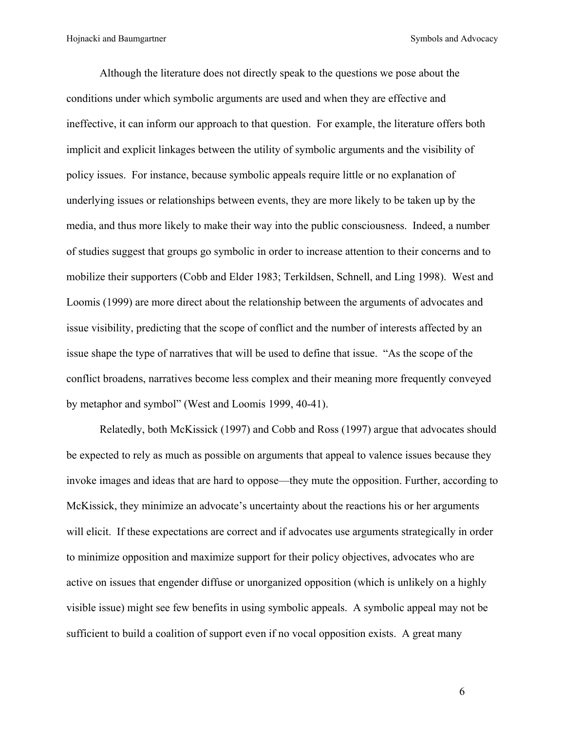Although the literature does not directly speak to the questions we pose about the conditions under which symbolic arguments are used and when they are effective and ineffective, it can inform our approach to that question. For example, the literature offers both implicit and explicit linkages between the utility of symbolic arguments and the visibility of policy issues. For instance, because symbolic appeals require little or no explanation of underlying issues or relationships between events, they are more likely to be taken up by the media, and thus more likely to make their way into the public consciousness. Indeed, a number of studies suggest that groups go symbolic in order to increase attention to their concerns and to mobilize their supporters (Cobb and Elder 1983; Terkildsen, Schnell, and Ling 1998). West and Loomis (1999) are more direct about the relationship between the arguments of advocates and issue visibility, predicting that the scope of conflict and the number of interests affected by an issue shape the type of narratives that will be used to define that issue. "As the scope of the conflict broadens, narratives become less complex and their meaning more frequently conveyed by metaphor and symbol" (West and Loomis 1999, 40-41).

Relatedly, both McKissick (1997) and Cobb and Ross (1997) argue that advocates should be expected to rely as much as possible on arguments that appeal to valence issues because they invoke images and ideas that are hard to oppose—they mute the opposition. Further, according to McKissick, they minimize an advocate's uncertainty about the reactions his or her arguments will elicit. If these expectations are correct and if advocates use arguments strategically in order to minimize opposition and maximize support for their policy objectives, advocates who are active on issues that engender diffuse or unorganized opposition (which is unlikely on a highly visible issue) might see few benefits in using symbolic appeals. A symbolic appeal may not be sufficient to build a coalition of support even if no vocal opposition exists. A great many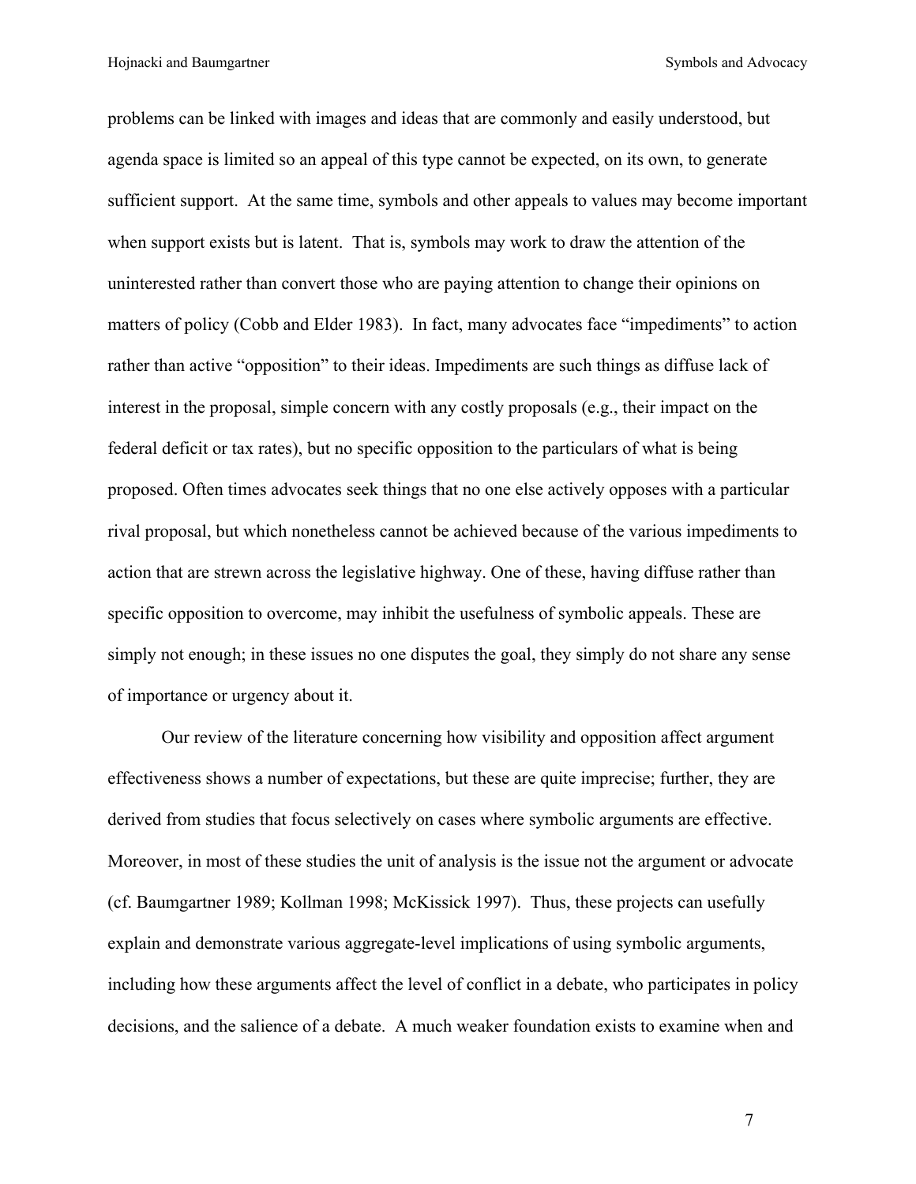problems can be linked with images and ideas that are commonly and easily understood, but agenda space is limited so an appeal of this type cannot be expected, on its own, to generate sufficient support. At the same time, symbols and other appeals to values may become important when support exists but is latent. That is, symbols may work to draw the attention of the uninterested rather than convert those who are paying attention to change their opinions on matters of policy (Cobb and Elder 1983). In fact, many advocates face "impediments" to action rather than active "opposition" to their ideas. Impediments are such things as diffuse lack of interest in the proposal, simple concern with any costly proposals (e.g., their impact on the federal deficit or tax rates), but no specific opposition to the particulars of what is being proposed. Often times advocates seek things that no one else actively opposes with a particular rival proposal, but which nonetheless cannot be achieved because of the various impediments to action that are strewn across the legislative highway. One of these, having diffuse rather than specific opposition to overcome, may inhibit the usefulness of symbolic appeals. These are simply not enough; in these issues no one disputes the goal, they simply do not share any sense of importance or urgency about it.

Our review of the literature concerning how visibility and opposition affect argument effectiveness shows a number of expectations, but these are quite imprecise; further, they are derived from studies that focus selectively on cases where symbolic arguments are effective. Moreover, in most of these studies the unit of analysis is the issue not the argument or advocate (cf. Baumgartner 1989; Kollman 1998; McKissick 1997). Thus, these projects can usefully explain and demonstrate various aggregate-level implications of using symbolic arguments, including how these arguments affect the level of conflict in a debate, who participates in policy decisions, and the salience of a debate. A much weaker foundation exists to examine when and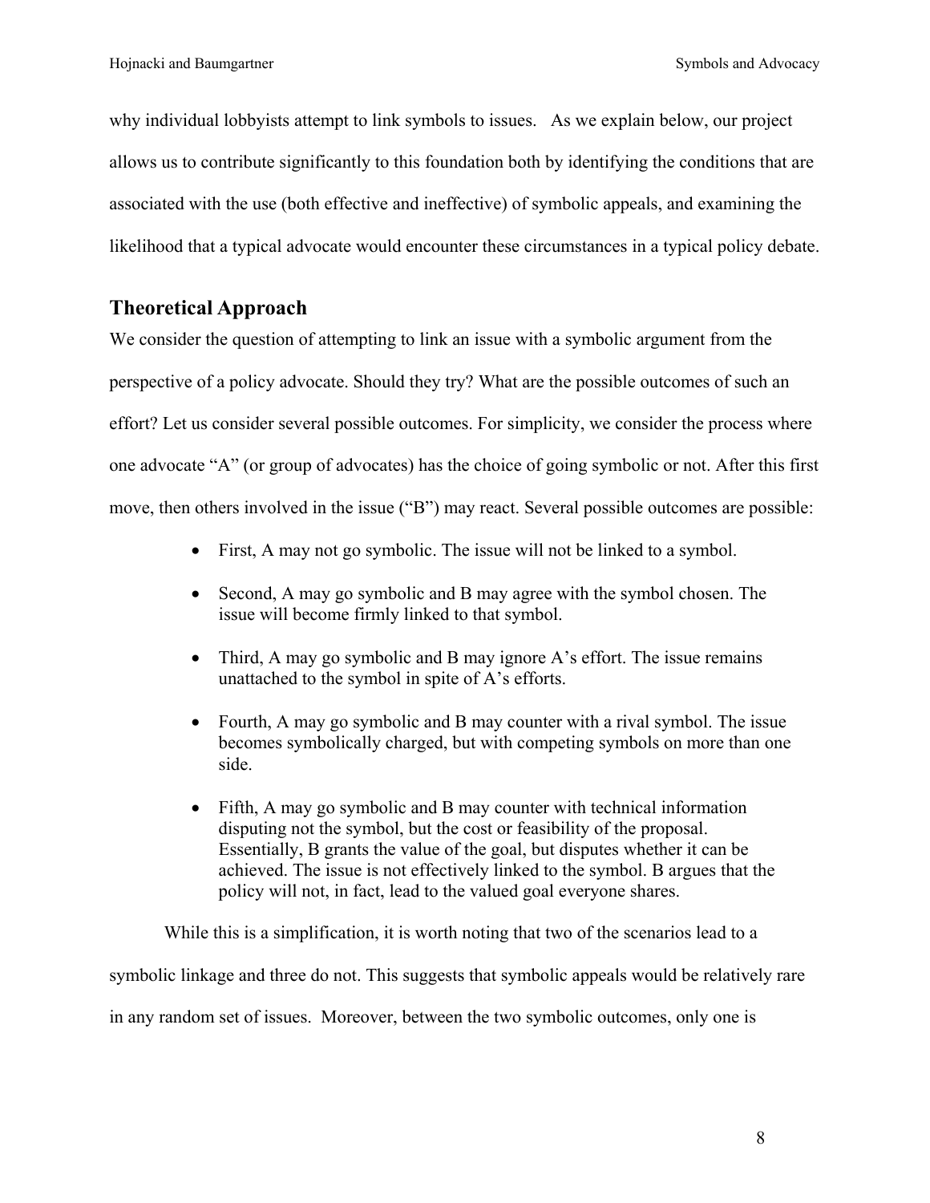why individual lobbyists attempt to link symbols to issues. As we explain below, our project allows us to contribute significantly to this foundation both by identifying the conditions that are associated with the use (both effective and ineffective) of symbolic appeals, and examining the likelihood that a typical advocate would encounter these circumstances in a typical policy debate.

## Theoretical Approach

We consider the question of attempting to link an issue with a symbolic argument from the perspective of a policy advocate. Should they try? What are the possible outcomes of such an effort? Let us consider several possible outcomes. For simplicity, we consider the process where one advocate "A" (or group of advocates) has the choice of going symbolic or not. After this first move, then others involved in the issue ("B") may react. Several possible outcomes are possible:

- First, A may not go symbolic. The issue will not be linked to a symbol.
- Second, A may go symbolic and B may agree with the symbol chosen. The issue will become firmly linked to that symbol.
- Third, A may go symbolic and B may ignore A's effort. The issue remains unattached to the symbol in spite of A's efforts.
- Fourth, A may go symbolic and B may counter with a rival symbol. The issue becomes symbolically charged, but with competing symbols on more than one side.
- Fifth, A may go symbolic and B may counter with technical information disputing not the symbol, but the cost or feasibility of the proposal. Essentially, B grants the value of the goal, but disputes whether it can be achieved. The issue is not effectively linked to the symbol. B argues that the policy will not, in fact, lead to the valued goal everyone shares.

While this is a simplification, it is worth noting that two of the scenarios lead to a symbolic linkage and three do not. This suggests that symbolic appeals would be relatively rare in any random set of issues. Moreover, between the two symbolic outcomes, only one is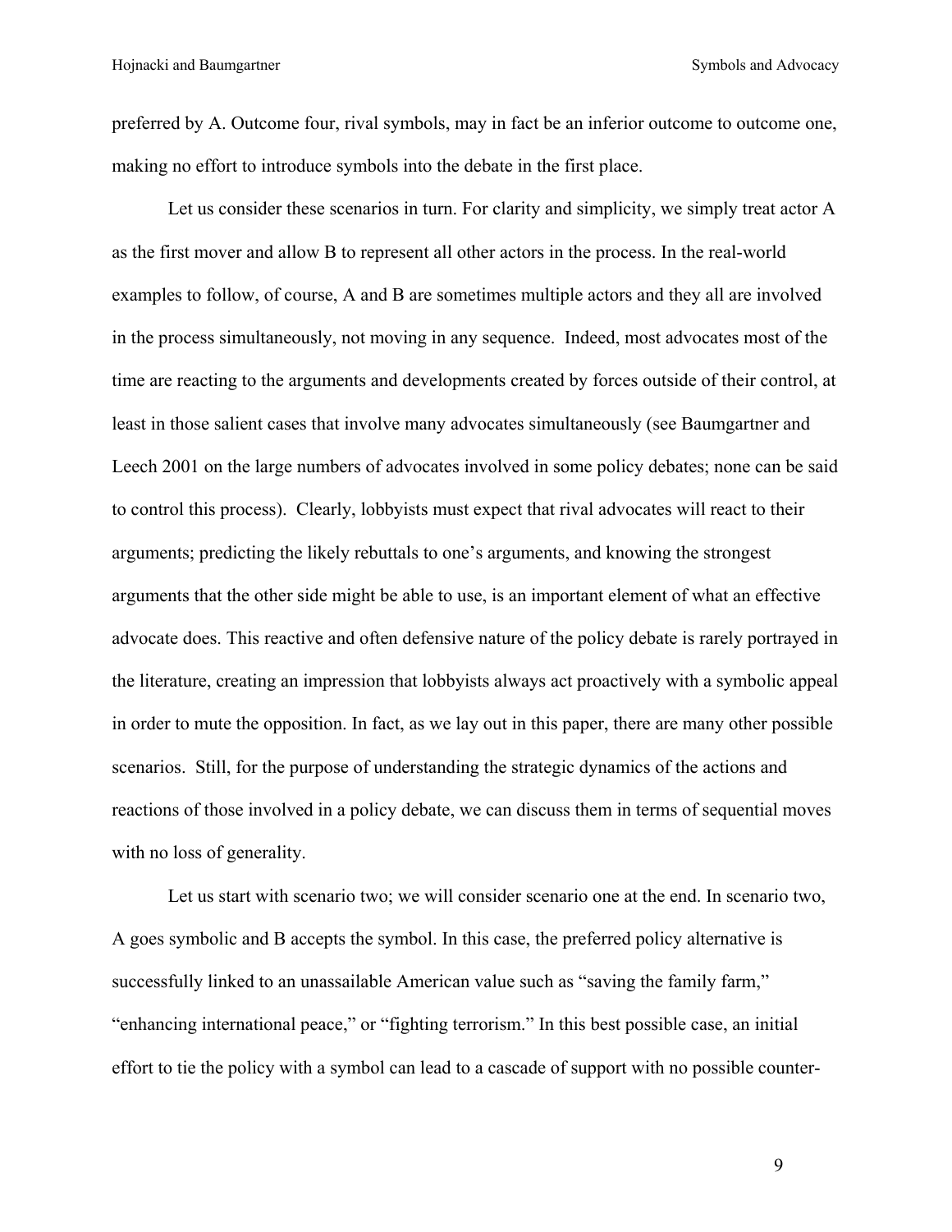preferred by A. Outcome four, rival symbols, may in fact be an inferior outcome to outcome one, making no effort to introduce symbols into the debate in the first place.

Let us consider these scenarios in turn. For clarity and simplicity, we simply treat actor A as the first mover and allow B to represent all other actors in the process. In the real-world examples to follow, of course, A and B are sometimes multiple actors and they all are involved in the process simultaneously, not moving in any sequence. Indeed, most advocates most of the time are reacting to the arguments and developments created by forces outside of their control, at least in those salient cases that involve many advocates simultaneously (see Baumgartner and Leech 2001 on the large numbers of advocates involved in some policy debates; none can be said to control this process). Clearly, lobbyists must expect that rival advocates will react to their arguments; predicting the likely rebuttals to one's arguments, and knowing the strongest arguments that the other side might be able to use, is an important element of what an effective advocate does. This reactive and often defensive nature of the policy debate is rarely portrayed in the literature, creating an impression that lobbyists always act proactively with a symbolic appeal in order to mute the opposition. In fact, as we lay out in this paper, there are many other possible scenarios. Still, for the purpose of understanding the strategic dynamics of the actions and reactions of those involved in a policy debate, we can discuss them in terms of sequential moves with no loss of generality.

Let us start with scenario two; we will consider scenario one at the end. In scenario two, A goes symbolic and B accepts the symbol. In this case, the preferred policy alternative is successfully linked to an unassailable American value such as "saving the family farm," "enhancing international peace," or "fighting terrorism." In this best possible case, an initial effort to tie the policy with a symbol can lead to a cascade of support with no possible counter-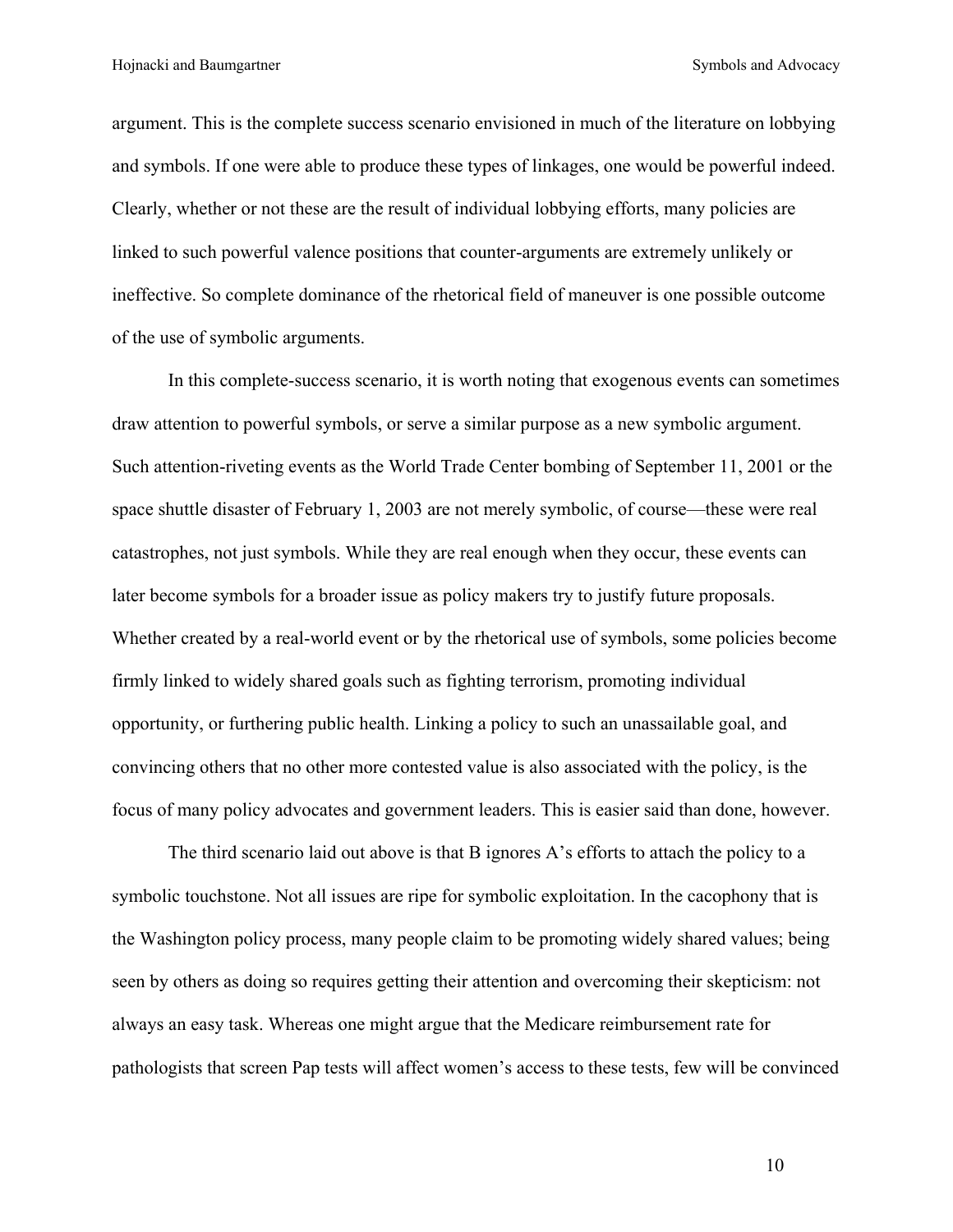argument. This is the complete success scenario envisioned in much of the literature on lobbying and symbols. If one were able to produce these types of linkages, one would be powerful indeed. Clearly, whether or not these are the result of individual lobbying efforts, many policies are linked to such powerful valence positions that counter-arguments are extremely unlikely or ineffective. So complete dominance of the rhetorical field of maneuver is one possible outcome of the use of symbolic arguments.

In this complete-success scenario, it is worth noting that exogenous events can sometimes draw attention to powerful symbols, or serve a similar purpose as a new symbolic argument. Such attention-riveting events as the World Trade Center bombing of September 11, 2001 or the space shuttle disaster of February 1, 2003 are not merely symbolic, of course—these were real catastrophes, not just symbols. While they are real enough when they occur, these events can later become symbols for a broader issue as policy makers try to justify future proposals. Whether created by a real-world event or by the rhetorical use of symbols, some policies become firmly linked to widely shared goals such as fighting terrorism, promoting individual opportunity, or furthering public health. Linking a policy to such an unassailable goal, and convincing others that no other more contested value is also associated with the policy, is the focus of many policy advocates and government leaders. This is easier said than done, however.

The third scenario laid out above is that B ignores A's efforts to attach the policy to a symbolic touchstone. Not all issues are ripe for symbolic exploitation. In the cacophony that is the Washington policy process, many people claim to be promoting widely shared values; being seen by others as doing so requires getting their attention and overcoming their skepticism: not always an easy task. Whereas one might argue that the Medicare reimbursement rate for pathologists that screen Pap tests will affect women's access to these tests, few will be convinced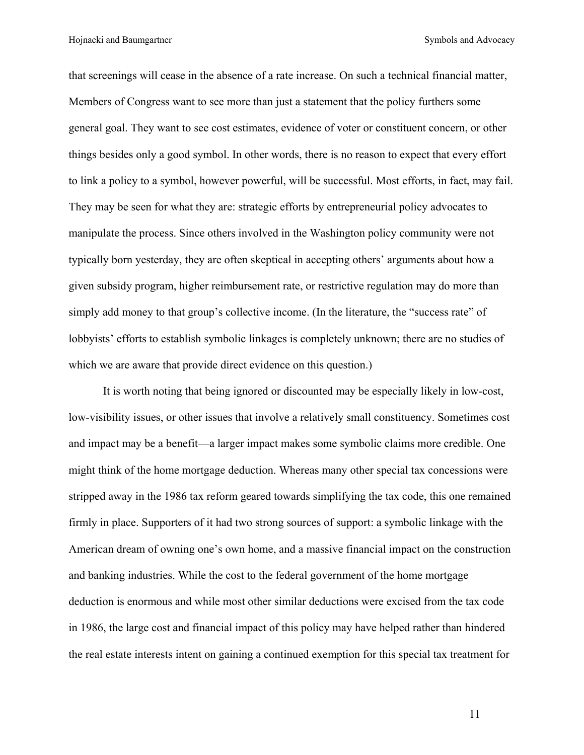that screenings will cease in the absence of a rate increase. On such a technical financial matter, Members of Congress want to see more than just a statement that the policy furthers some general goal. They want to see cost estimates, evidence of voter or constituent concern, or other things besides only a good symbol. In other words, there is no reason to expect that every effort to link a policy to a symbol, however powerful, will be successful. Most efforts, in fact, may fail. They may be seen for what they are: strategic efforts by entrepreneurial policy advocates to manipulate the process. Since others involved in the Washington policy community were not typically born yesterday, they are often skeptical in accepting others' arguments about how a given subsidy program, higher reimbursement rate, or restrictive regulation may do more than simply add money to that group's collective income. (In the literature, the "success rate" of lobbyists' efforts to establish symbolic linkages is completely unknown; there are no studies of which we are aware that provide direct evidence on this question.)

It is worth noting that being ignored or discounted may be especially likely in low-cost, low-visibility issues, or other issues that involve a relatively small constituency. Sometimes cost and impact may be a benefit—a larger impact makes some symbolic claims more credible. One might think of the home mortgage deduction. Whereas many other special tax concessions were stripped away in the 1986 tax reform geared towards simplifying the tax code, this one remained firmly in place. Supporters of it had two strong sources of support: a symbolic linkage with the American dream of owning one's own home, and a massive financial impact on the construction and banking industries. While the cost to the federal government of the home mortgage deduction is enormous and while most other similar deductions were excised from the tax code in 1986, the large cost and financial impact of this policy may have helped rather than hindered the real estate interests intent on gaining a continued exemption for this special tax treatment for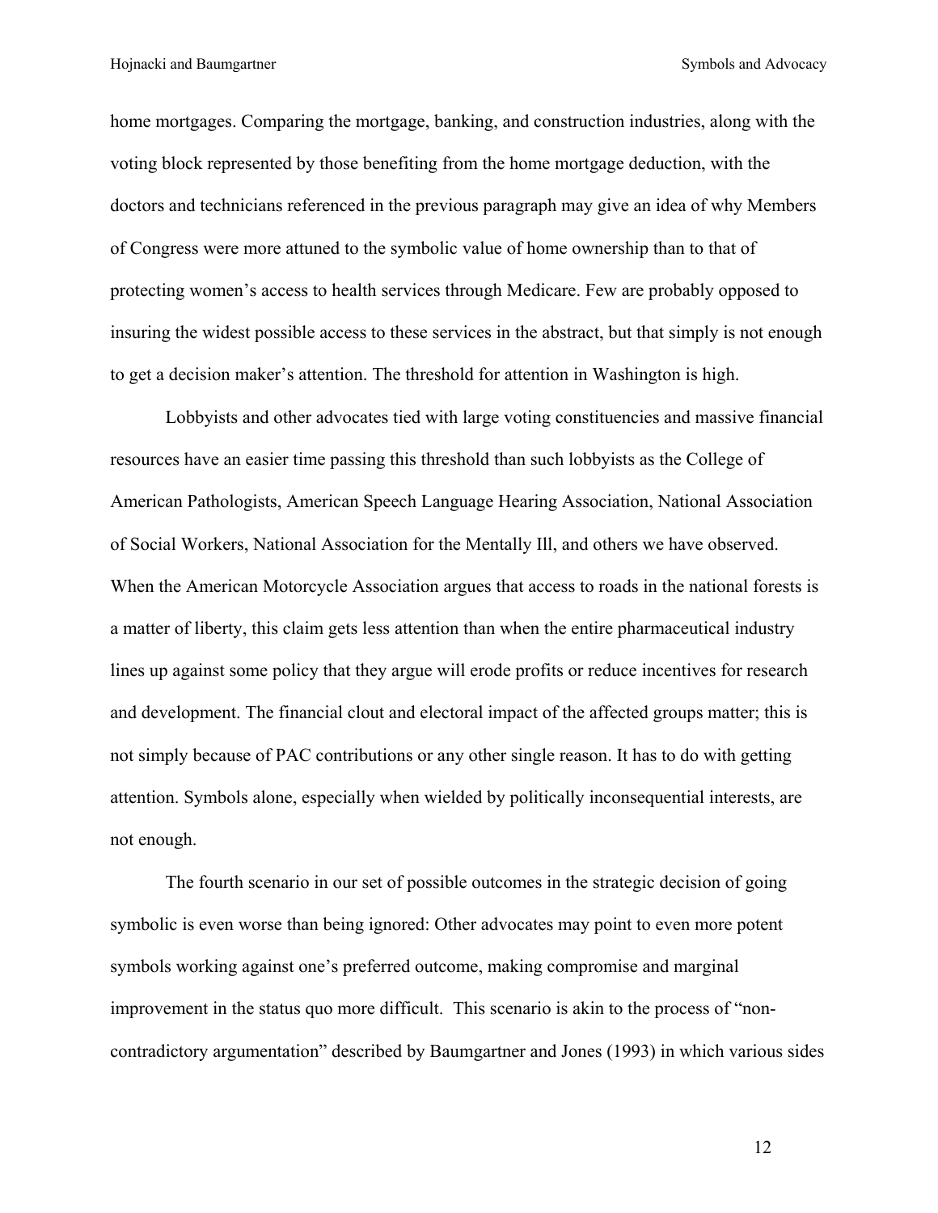home mortgages. Comparing the mortgage, banking, and construction industries, along with the voting block represented by those benefiting from the home mortgage deduction, with the doctors and technicians referenced in the previous paragraph may give an idea of why Members of Congress were more attuned to the symbolic value of home ownership than to that of protecting women's access to health services through Medicare. Few are probably opposed to insuring the widest possible access to these services in the abstract, but that simply is not enough to get a decision maker's attention. The threshold for attention in Washington is high.

Lobbyists and other advocates tied with large voting constituencies and massive financial resources have an easier time passing this threshold than such lobbyists as the College of American Pathologists, American Speech Language Hearing Association, National Association of Social Workers, National Association for the Mentally Ill, and others we have observed. When the American Motorcycle Association argues that access to roads in the national forests is a matter of liberty, this claim gets less attention than when the entire pharmaceutical industry lines up against some policy that they argue will erode profits or reduce incentives for research and development. The financial clout and electoral impact of the affected groups matter; this is not simply because of PAC contributions or any other single reason. It has to do with getting attention. Symbols alone, especially when wielded by politically inconsequential interests, are not enough.

The fourth scenario in our set of possible outcomes in the strategic decision of going symbolic is even worse than being ignored: Other advocates may point to even more potent symbols working against one's preferred outcome, making compromise and marginal improvement in the status quo more difficult. This scenario is akin to the process of "non-contradictory argumentation" described by Baumgartner and Jones (1993) in which various sides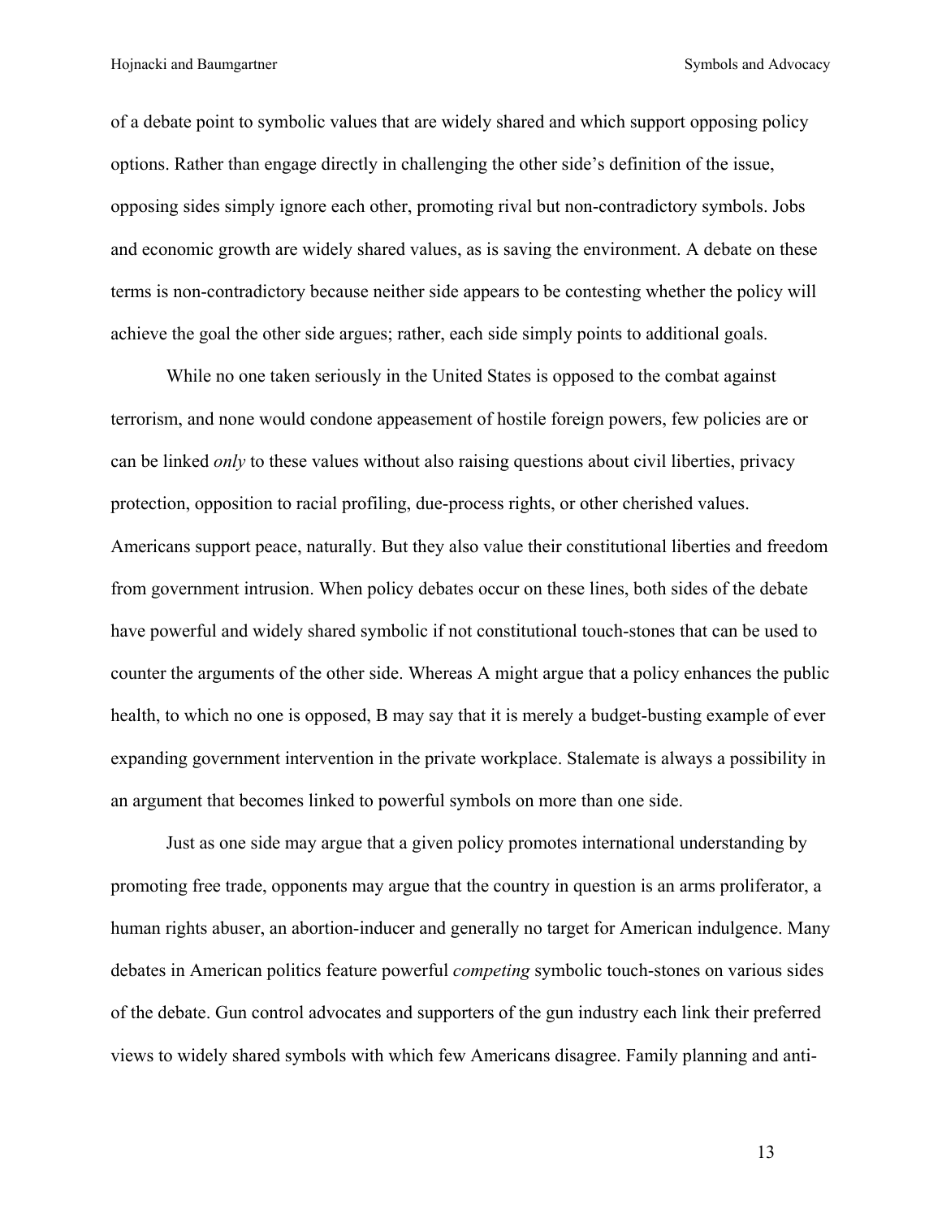of a debate point to symbolic values that are widely shared and which support opposing policy options. Rather than engage directly in challenging the other side's definition of the issue, opposing sides simply ignore each other, promoting rival but non-contradictory symbols. Jobs and economic growth are widely shared values, as is saving the environment. A debate on these terms is non-contradictory because neither side appears to be contesting whether the policy will achieve the goal the other side argues; rather, each side simply points to additional goals.

While no one taken seriously in the United States is opposed to the combat against terrorism, and none would condone appeasement of hostile foreign powers, few policies are or can be linked *only* to these values without also raising questions about civil liberties, privacy protection, opposition to racial profiling, due-process rights, or other cherished values. Americans support peace, naturally. But they also value their constitutional liberties and freedom from government intrusion. When policy debates occur on these lines, both sides of the debate have powerful and widely shared symbolic if not constitutional touch-stones that can be used to counter the arguments of the other side. Whereas A might argue that a policy enhances the public health, to which no one is opposed, B may say that it is merely a budget-busting example of ever expanding government intervention in the private workplace. Stalemate is always a possibility in an argument that becomes linked to powerful symbols on more than one side.

Just as one side may argue that a given policy promotes international understanding by promoting free trade, opponents may argue that the country in question is an arms proliferator, a human rights abuser, an abortion-inducer and generally no target for American indulgence. Many debates in American politics feature powerful *competing* symbolic touch-stones on various sides of the debate. Gun control advocates and supporters of the gun industry each link their preferred views to widely shared symbols with which few Americans disagree. Family planning and anti-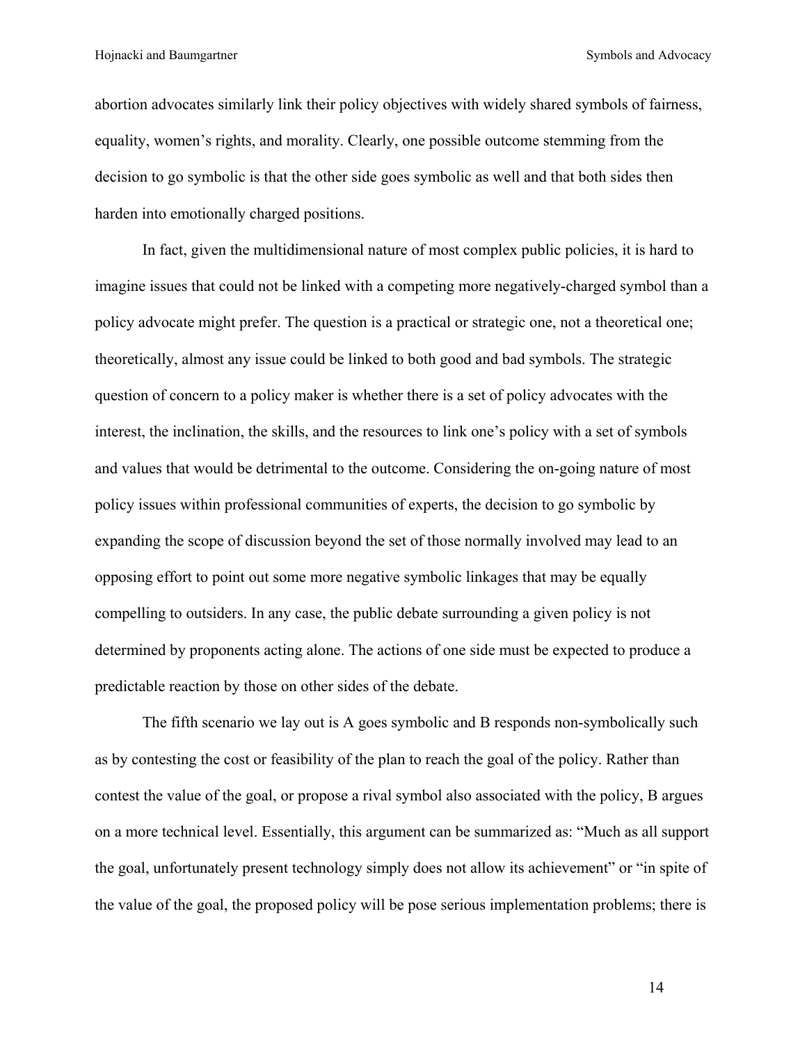abortion advocates similarly link their policy objectives with widely shared symbols of fairness, equality, women's rights, and morality. Clearly, one possible outcome stemming from the decision to go symbolic is that the other side goes symbolic as well and that both sides then harden into emotionally charged positions.

In fact, given the multidimensional nature of most complex public policies, it is hard to imagine issues that could not be linked with a competing more negatively-charged symbol than a policy advocate might prefer. The question is a practical or strategic one, not a theoretical one; theoretically, almost any issue could be linked to both good and bad symbols. The strategic question of concern to a policy maker is whether there is a set of policy advocates with the interest, the inclination, the skills, and the resources to link one's policy with a set of symbols and values that would be detrimental to the outcome. Considering the on-going nature of most policy issues within professional communities of experts, the decision to go symbolic by expanding the scope of discussion beyond the set of those normally involved may lead to an opposing effort to point out some more negative symbolic linkages that may be equally compelling to outsiders. In any case, the public debate surrounding a given policy is not determined by proponents acting alone. The actions of one side must be expected to produce a predictable reaction by those on other sides of the debate.

The fifth scenario we lay out is A goes symbolic and B responds non-symbolically such as by contesting the cost or feasibility of the plan to reach the goal of the policy. Rather than contest the value of the goal, or propose a rival symbol also associated with the policy, B argues on a more technical level. Essentially, this argument can be summarized as: "Much as all support the goal, unfortunately present technology simply does not allow its achievement" or "in spite of the value of the goal, the proposed policy will be pose serious implementation problems; there is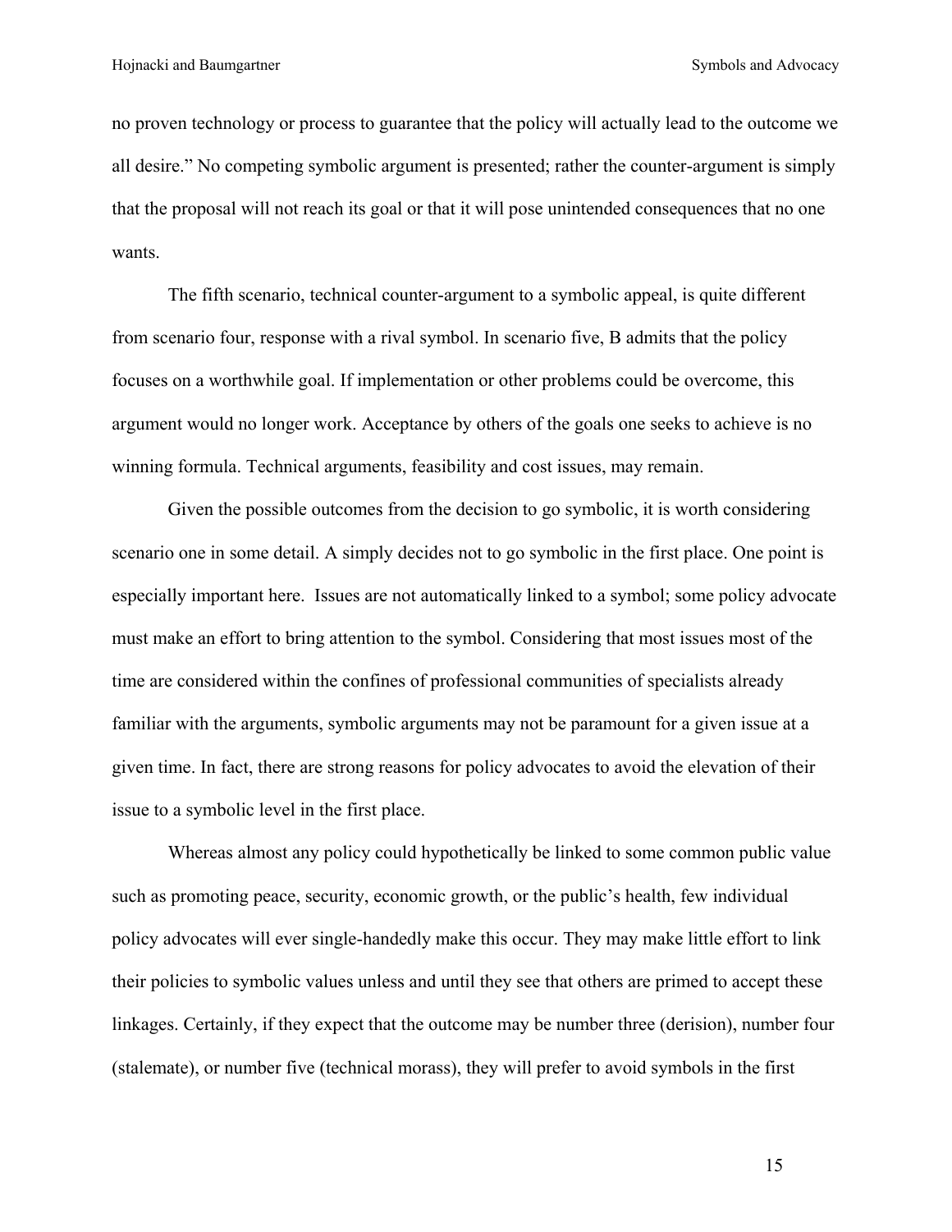no proven technology or process to guarantee that the policy will actually lead to the outcome we all desire." No competing symbolic argument is presented; rather the counter-argument is simply that the proposal will not reach its goal or that it will pose unintended consequences that no one wants.

The fifth scenario, technical counter-argument to a symbolic appeal, is quite different from scenario four, response with a rival symbol. In scenario five, B admits that the policy focuses on a worthwhile goal. If implementation or other problems could be overcome, this argument would no longer work. Acceptance by others of the goals one seeks to achieve is no winning formula. Technical arguments, feasibility and cost issues, may remain.

Given the possible outcomes from the decision to go symbolic, it is worth considering scenario one in some detail. A simply decides not to go symbolic in the first place. One point is especially important here. Issues are not automatically linked to a symbol; some policy advocate must make an effort to bring attention to the symbol. Considering that most issues most of the time are considered within the confines of professional communities of specialists already familiar with the arguments, symbolic arguments may not be paramount for a given issue at a given time. In fact, there are strong reasons for policy advocates to avoid the elevation of their issue to a symbolic level in the first place.

Whereas almost any policy could hypothetically be linked to some common public value such as promoting peace, security, economic growth, or the public's health, few individual policy advocates will ever single-handedly make this occur. They may make little effort to link their policies to symbolic values unless and until they see that others are primed to accept these linkages. Certainly, if they expect that the outcome may be number three (derision), number four (stalemate), or number five (technical morass), they will prefer to avoid symbols in the first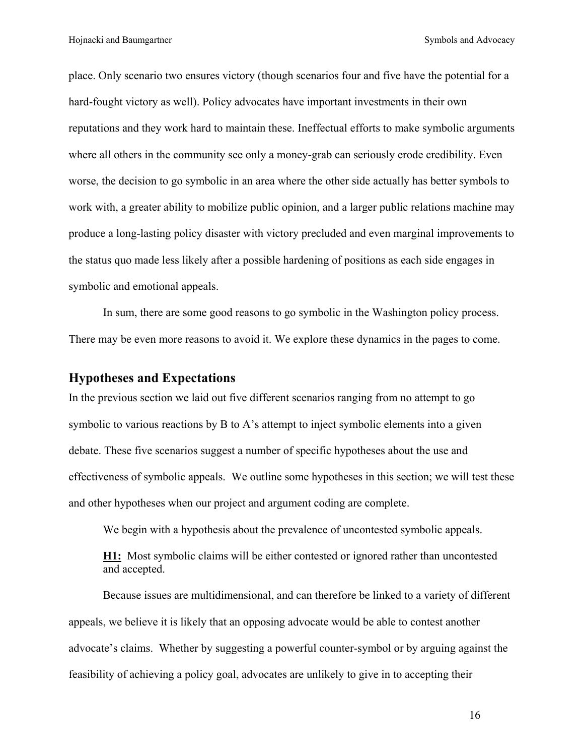place. Only scenario two ensures victory (though scenarios four and five have the potential for a hard-fought victory as well). Policy advocates have important investments in their own reputations and they work hard to maintain these. Ineffectual efforts to make symbolic arguments where all others in the community see only a money-grab can seriously erode credibility. Even worse, the decision to go symbolic in an area where the other side actually has better symbols to work with, a greater ability to mobilize public opinion, and a larger public relations machine may produce a long-lasting policy disaster with victory precluded and even marginal improvements to the status quo made less likely after a possible hardening of positions as each side engages in symbolic and emotional appeals.

In sum, there are some good reasons to go symbolic in the Washington policy process. There may be even more reasons to avoid it. We explore these dynamics in the pages to come.

## Hypotheses and Expectations

In the previous section we laid out five different scenarios ranging from no attempt to go symbolic to various reactions by B to A's attempt to inject symbolic elements into a given debate. These five scenarios suggest a number of specific hypotheses about the use and effectiveness of symbolic appeals. We outline some hypotheses in this section; we will test these and other hypotheses when our project and argument coding are complete.

We begin with a hypothesis about the prevalence of uncontested symbolic appeals.

> **H1:** Most symbolic claims will be either contested or ignored rather than uncontested and accepted.

Because issues are multidimensional, and can therefore be linked to a variety of different appeals, we believe it is likely that an opposing advocate would be able to contest another advocate's claims. Whether by suggesting a powerful counter-symbol or by arguing against the feasibility of achieving a policy goal, advocates are unlikely to give in to accepting their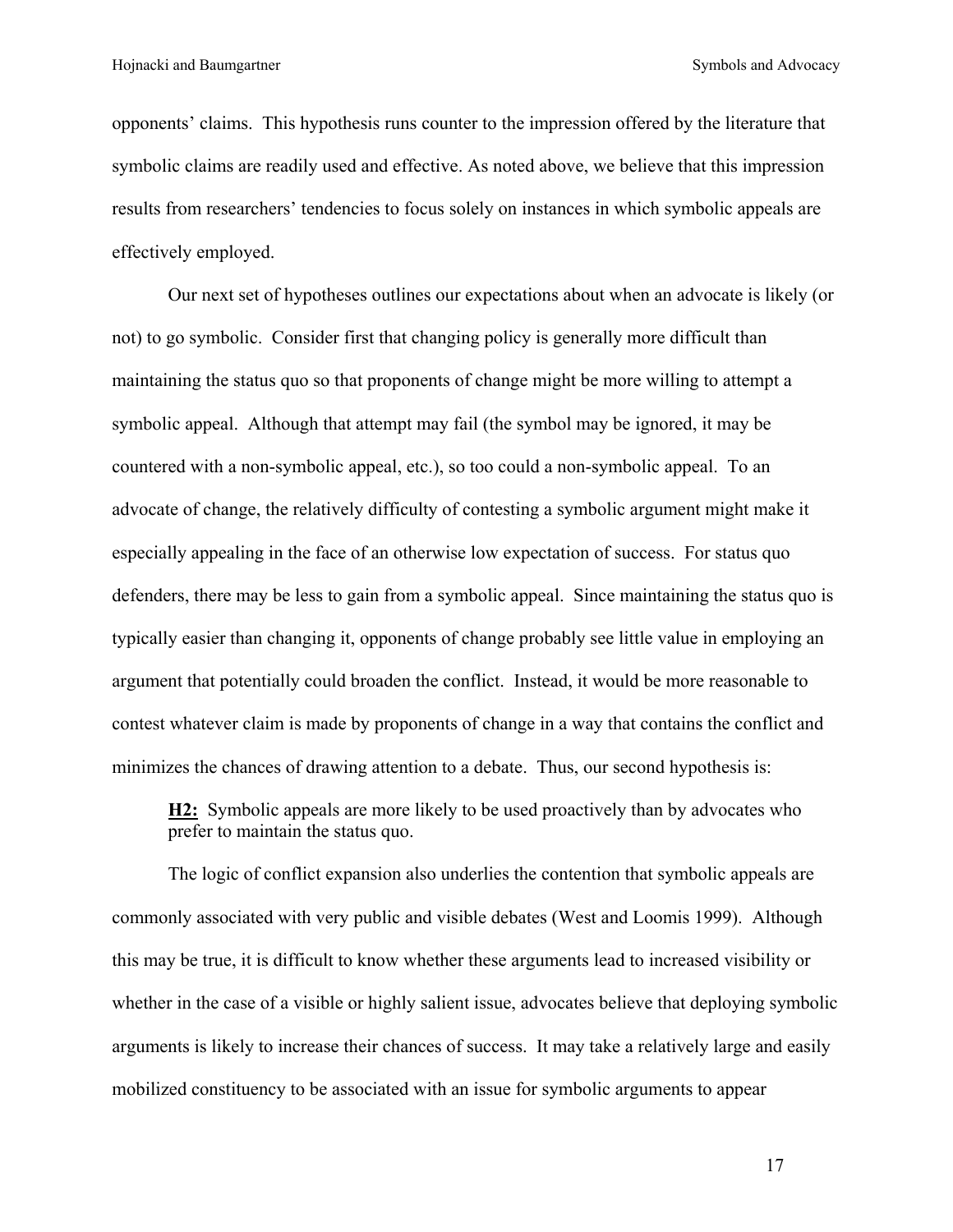opponents' claims. This hypothesis runs counter to the impression offered by the literature that symbolic claims are readily used and effective. As noted above, we believe that this impression results from researchers' tendencies to focus solely on instances in which symbolic appeals are effectively employed.

Our next set of hypotheses outlines our expectations about when an advocate is likely (or not) to go symbolic. Consider first that changing policy is generally more difficult than maintaining the status quo so that proponents of change might be more willing to attempt a symbolic appeal. Although that attempt may fail (the symbol may be ignored, it may be countered with a non-symbolic appeal, etc.), so too could a non-symbolic appeal. To an advocate of change, the relatively difficulty of contesting a symbolic argument might make it especially appealing in the face of an otherwise low expectation of success. For status quo defenders, there may be less to gain from a symbolic appeal. Since maintaining the status quo is typically easier than changing it, opponents of change probably see little value in employing an argument that potentially could broaden the conflict. Instead, it would be more reasonable to contest whatever claim is made by proponents of change in a way that contains the conflict and minimizes the chances of drawing attention to a debate. Thus, our second hypothesis is:

> **H2:** Symbolic appeals are more likely to be used proactively than by advocates who prefer to maintain the status quo.

The logic of conflict expansion also underlies the contention that symbolic appeals are commonly associated with very public and visible debates (West and Loomis 1999). Although this may be true, it is difficult to know whether these arguments lead to increased visibility or whether in the case of a visible or highly salient issue, advocates believe that deploying symbolic arguments is likely to increase their chances of success. It may take a relatively large and easily mobilized constituency to be associated with an issue for symbolic arguments to appear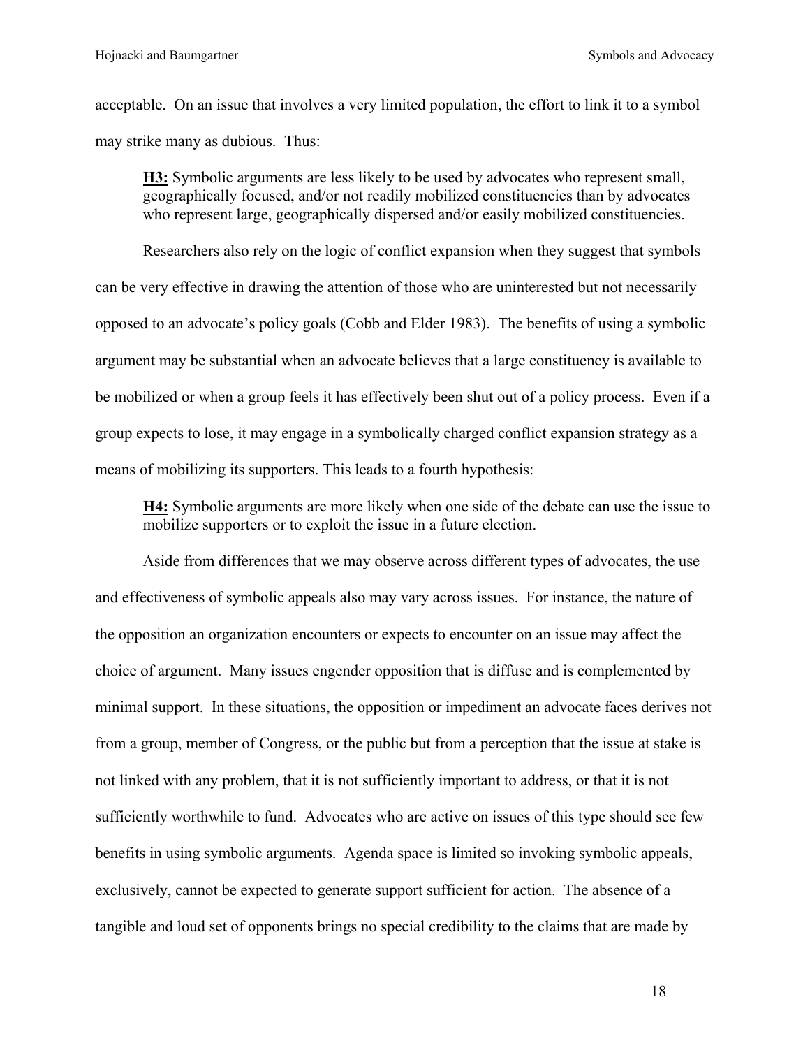acceptable. On an issue that involves a very limited population, the effort to link it to a symbol may strike many as dubious. Thus:

> **<u>H3:</u>** Symbolic arguments are less likely to be used by advocates who represent small, geographically focused, and/or not readily mobilized constituencies than by advocates who represent large, geographically dispersed and/or easily mobilized constituencies.

Researchers also rely on the logic of conflict expansion when they suggest that symbols can be very effective in drawing the attention of those who are uninterested but not necessarily opposed to an advocate's policy goals (Cobb and Elder 1983). The benefits of using a symbolic argument may be substantial when an advocate believes that a large constituency is available to be mobilized or when a group feels it has effectively been shut out of a policy process. Even if a group expects to lose, it may engage in a symbolically charged conflict expansion strategy as a means of mobilizing its supporters. This leads to a fourth hypothesis:

> **<u>H4:</u>** Symbolic arguments are more likely when one side of the debate can use the issue to mobilize supporters or to exploit the issue in a future election.

Aside from differences that we may observe across different types of advocates, the use and effectiveness of symbolic appeals also may vary across issues. For instance, the nature of the opposition an organization encounters or expects to encounter on an issue may affect the choice of argument. Many issues engender opposition that is diffuse and is complemented by minimal support. In these situations, the opposition or impediment an advocate faces derives not from a group, member of Congress, or the public but from a perception that the issue at stake is not linked with any problem, that it is not sufficiently important to address, or that it is not sufficiently worthwhile to fund. Advocates who are active on issues of this type should see few benefits in using symbolic arguments. Agenda space is limited so invoking symbolic appeals, exclusively, cannot be expected to generate support sufficient for action. The absence of a tangible and loud set of opponents brings no special credibility to the claims that are made by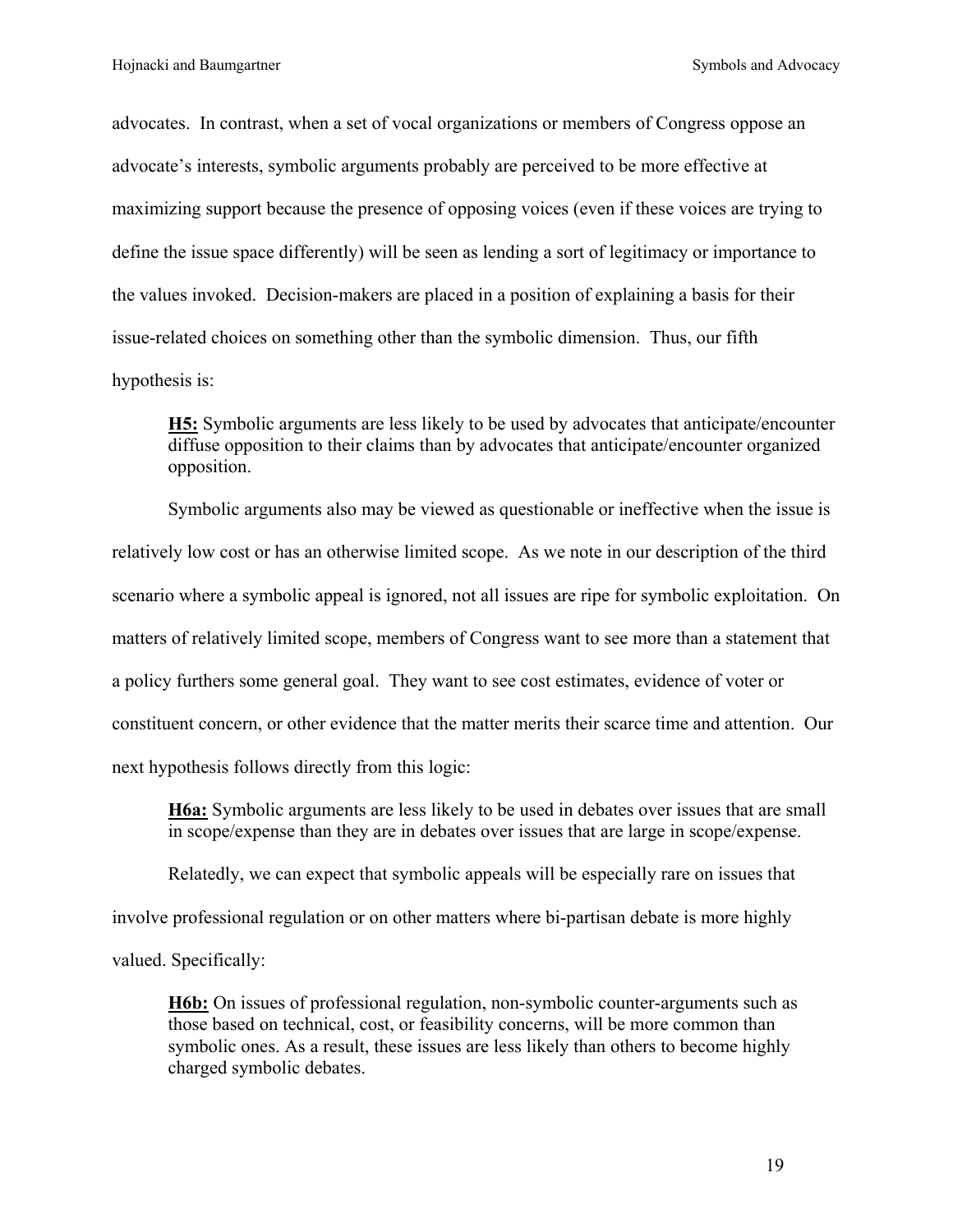advocates. In contrast, when a set of vocal organizations or members of Congress oppose an advocate's interests, symbolic arguments probably are perceived to be more effective at maximizing support because the presence of opposing voices (even if these voices are trying to define the issue space differently) will be seen as lending a sort of legitimacy or importance to the values invoked. Decision-makers are placed in a position of explaining a basis for their issue-related choices on something other than the symbolic dimension. Thus, our fifth hypothesis is:

> **H5:** Symbolic arguments are less likely to be used by advocates that anticipate/encounter diffuse opposition to their claims than by advocates that anticipate/encounter organized opposition.

Symbolic arguments also may be viewed as questionable or ineffective when the issue is relatively low cost or has an otherwise limited scope. As we note in our description of the third scenario where a symbolic appeal is ignored, not all issues are ripe for symbolic exploitation. On matters of relatively limited scope, members of Congress want to see more than a statement that a policy furthers some general goal. They want to see cost estimates, evidence of voter or constituent concern, or other evidence that the matter merits their scarce time and attention. Our next hypothesis follows directly from this logic:

> **H6a:** Symbolic arguments are less likely to be used in debates over issues that are small in scope/expense than they are in debates over issues that are large in scope/expense.

Relatedly, we can expect that symbolic appeals will be especially rare on issues that involve professional regulation or on other matters where bi-partisan debate is more highly valued. Specifically:

> **H6b:** On issues of professional regulation, non-symbolic counter-arguments such as those based on technical, cost, or feasibility concerns, will be more common than symbolic ones. As a result, these issues are less likely than others to become highly charged symbolic debates.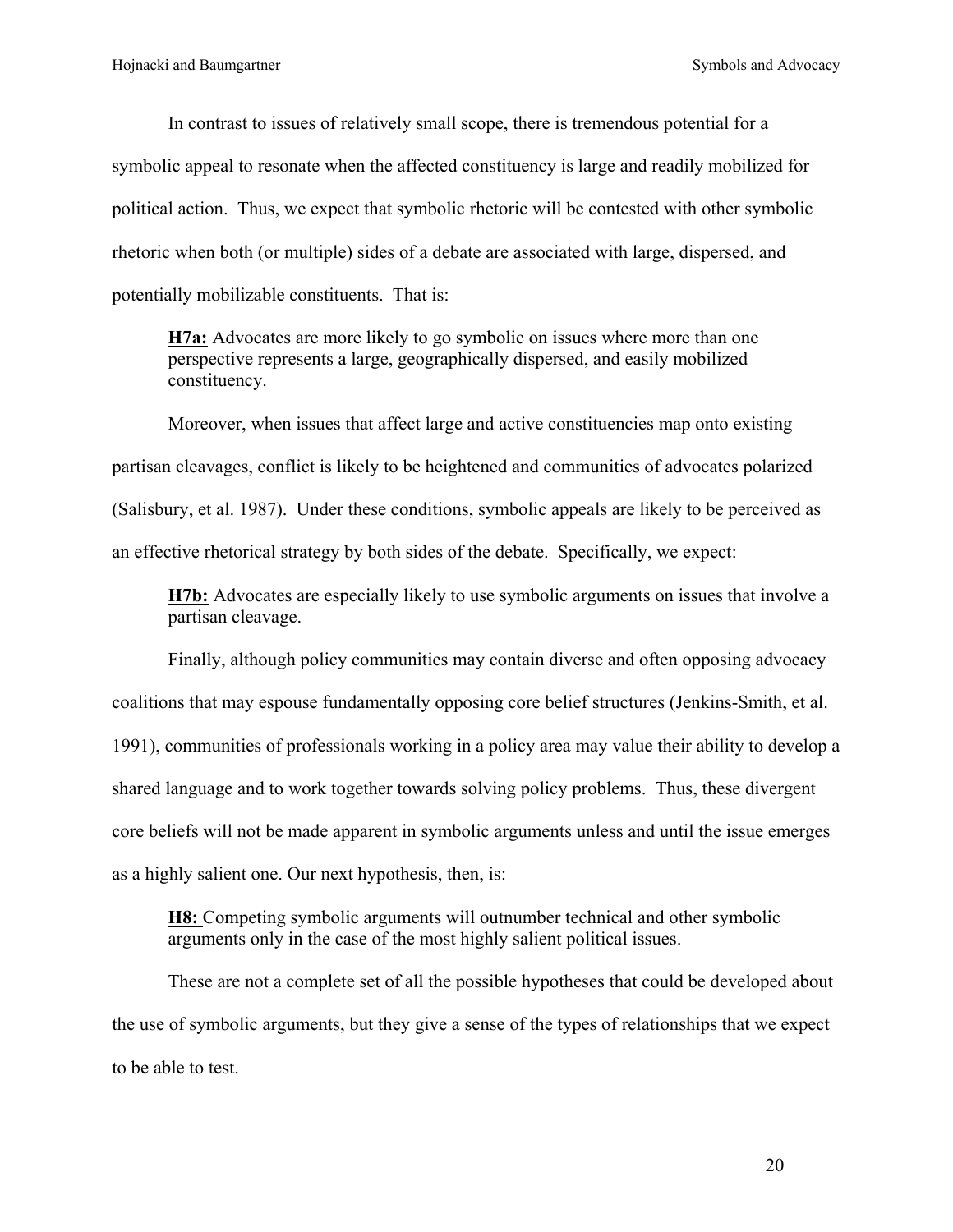In contrast to issues of relatively small scope, there is tremendous potential for a symbolic appeal to resonate when the affected constituency is large and readily mobilized for political action. Thus, we expect that symbolic rhetoric will be contested with other symbolic rhetoric when both (or multiple) sides of a debate are associated with large, dispersed, and potentially mobilizable constituents. That is:

> **H7a:** Advocates are more likely to go symbolic on issues where more than one perspective represents a large, geographically dispersed, and easily mobilized constituency.

Moreover, when issues that affect large and active constituencies map onto existing partisan cleavages, conflict is likely to be heightened and communities of advocates polarized (Salisbury, et al. 1987). Under these conditions, symbolic appeals are likely to be perceived as an effective rhetorical strategy by both sides of the debate. Specifically, we expect:

> **H7b:** Advocates are especially likely to use symbolic arguments on issues that involve a partisan cleavage.

Finally, although policy communities may contain diverse and often opposing advocacy coalitions that may espouse fundamentally opposing core belief structures (Jenkins-Smith, et al. 1991), communities of professionals working in a policy area may value their ability to develop a shared language and to work together towards solving policy problems. Thus, these divergent core beliefs will not be made apparent in symbolic arguments unless and until the issue emerges as a highly salient one. Our next hypothesis, then, is:

> **H8:** Competing symbolic arguments will outnumber technical and other symbolic arguments only in the case of the most highly salient political issues.

These are not a complete set of all the possible hypotheses that could be developed about the use of symbolic arguments, but they give a sense of the types of relationships that we expect to be able to test.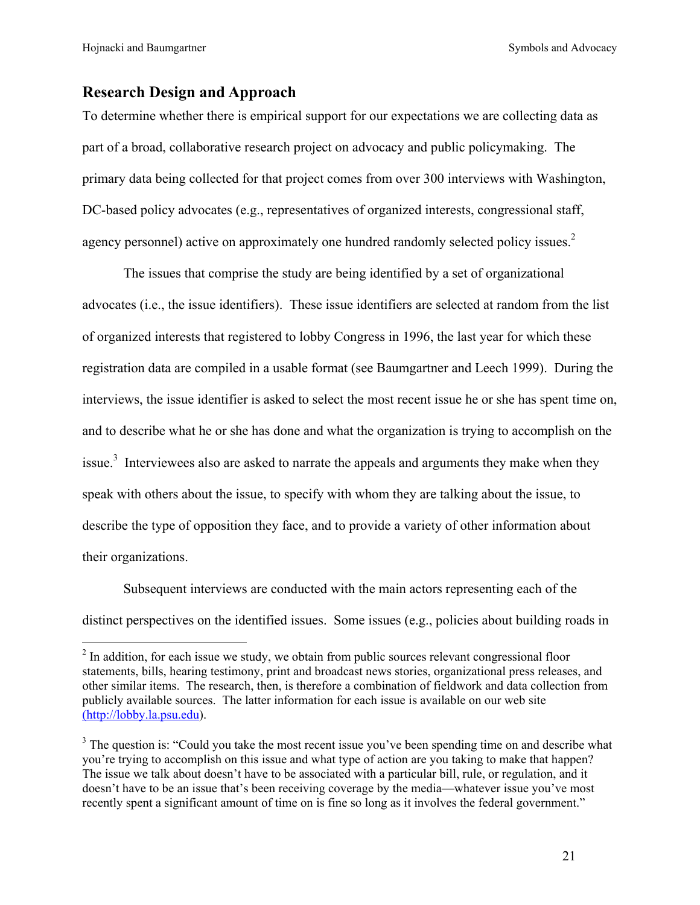## Research Design and Approach

To determine whether there is empirical support for our expectations we are collecting data as part of a broad, collaborative research project on advocacy and public policymaking. The primary data being collected for that project comes from over 300 interviews with Washington, DC-based policy advocates (e.g., representatives of organized interests, congressional staff, agency personnel) active on approximately one hundred randomly selected policy issues.[2]

The issues that comprise the study are being identified by a set of organizational advocates (i.e., the issue identifiers). These issue identifiers are selected at random from the list of organized interests that registered to lobby Congress in 1996, the last year for which these registration data are compiled in a usable format (see Baumgartner and Leech 1999). During the interviews, the issue identifier is asked to select the most recent issue he or she has spent time on, and to describe what he or she has done and what the organization is trying to accomplish on the issue.[3] Interviewees also are asked to narrate the appeals and arguments they make when they speak with others about the issue, to specify with whom they are talking about the issue, to describe the type of opposition they face, and to provide a variety of other information about their organizations.

Subsequent interviews are conducted with the main actors representing each of the distinct perspectives on the identified issues. Some issues (e.g., policies about building roads in

---

[2] In addition, for each issue we study, we obtain from public sources relevant congressional floor statements, bills, hearing testimony, print and broadcast news stories, organizational press releases, and other similar items. The research, then, is therefore a combination of fieldwork and data collection from publicly available sources. The latter information for each issue is available on our web site (http://lobby.la.psu.edu).

[3] The question is: "Could you take the most recent issue you've been spending time on and describe what you're trying to accomplish on this issue and what type of action are you taking to make that happen? The issue we talk about doesn't have to be associated with a particular bill, rule, or regulation, and it doesn't have to be an issue that's been receiving coverage by the media—whatever issue you've most recently spent a significant amount of time on is fine so long as it involves the federal government."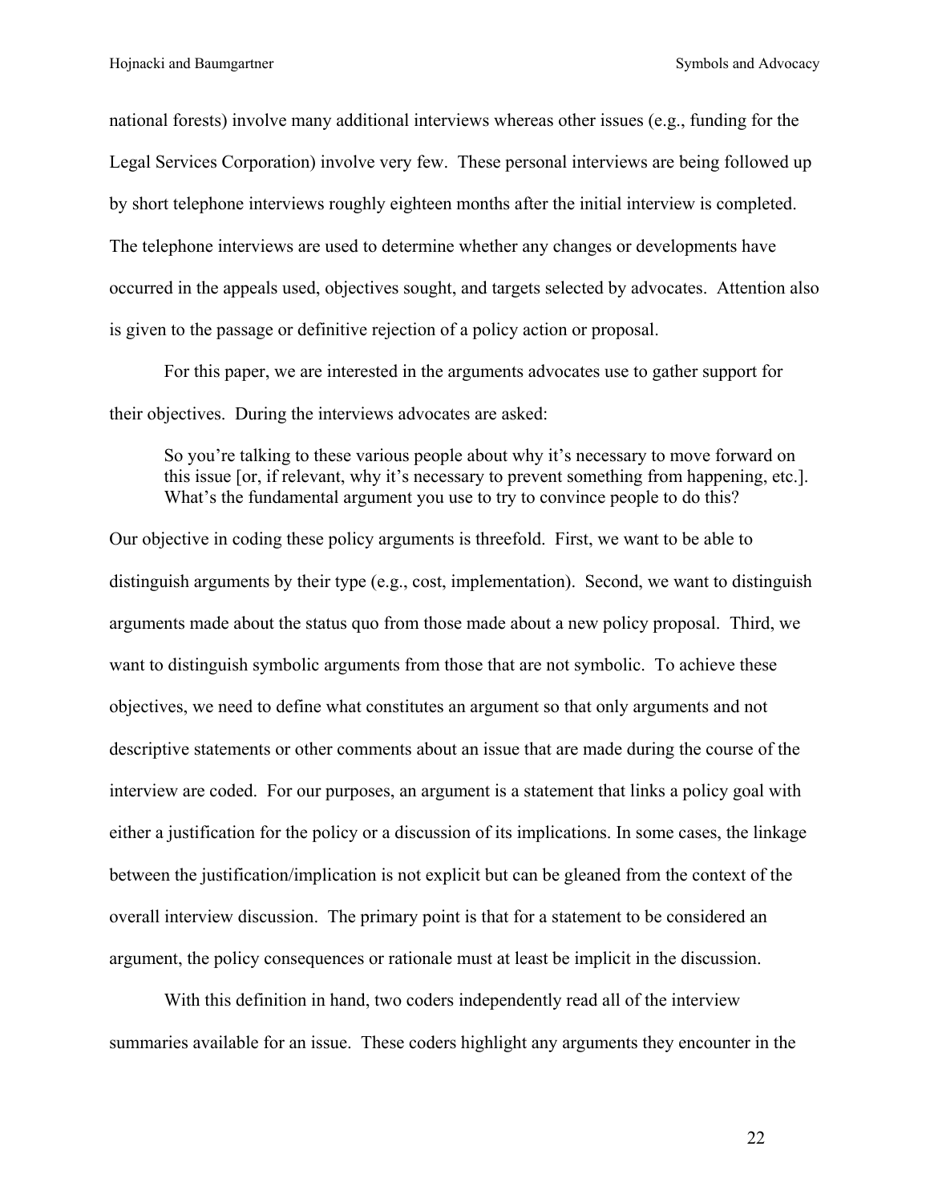national forests) involve many additional interviews whereas other issues (e.g., funding for the Legal Services Corporation) involve very few. These personal interviews are being followed up by short telephone interviews roughly eighteen months after the initial interview is completed. The telephone interviews are used to determine whether any changes or developments have occurred in the appeals used, objectives sought, and targets selected by advocates. Attention also is given to the passage or definitive rejection of a policy action or proposal.

For this paper, we are interested in the arguments advocates use to gather support for their objectives. During the interviews advocates are asked:

> So you're talking to these various people about why it's necessary to move forward on this issue [or, if relevant, why it's necessary to prevent something from happening, etc.]. What's the fundamental argument you use to try to convince people to do this?

Our objective in coding these policy arguments is threefold. First, we want to be able to distinguish arguments by their type (e.g., cost, implementation). Second, we want to distinguish arguments made about the status quo from those made about a new policy proposal. Third, we want to distinguish symbolic arguments from those that are not symbolic. To achieve these objectives, we need to define what constitutes an argument so that only arguments and not descriptive statements or other comments about an issue that are made during the course of the interview are coded. For our purposes, an argument is a statement that links a policy goal with either a justification for the policy or a discussion of its implications. In some cases, the linkage between the justification/implication is not explicit but can be gleaned from the context of the overall interview discussion. The primary point is that for a statement to be considered an argument, the policy consequences or rationale must at least be implicit in the discussion.

With this definition in hand, two coders independently read all of the interview summaries available for an issue. These coders highlight any arguments they encounter in the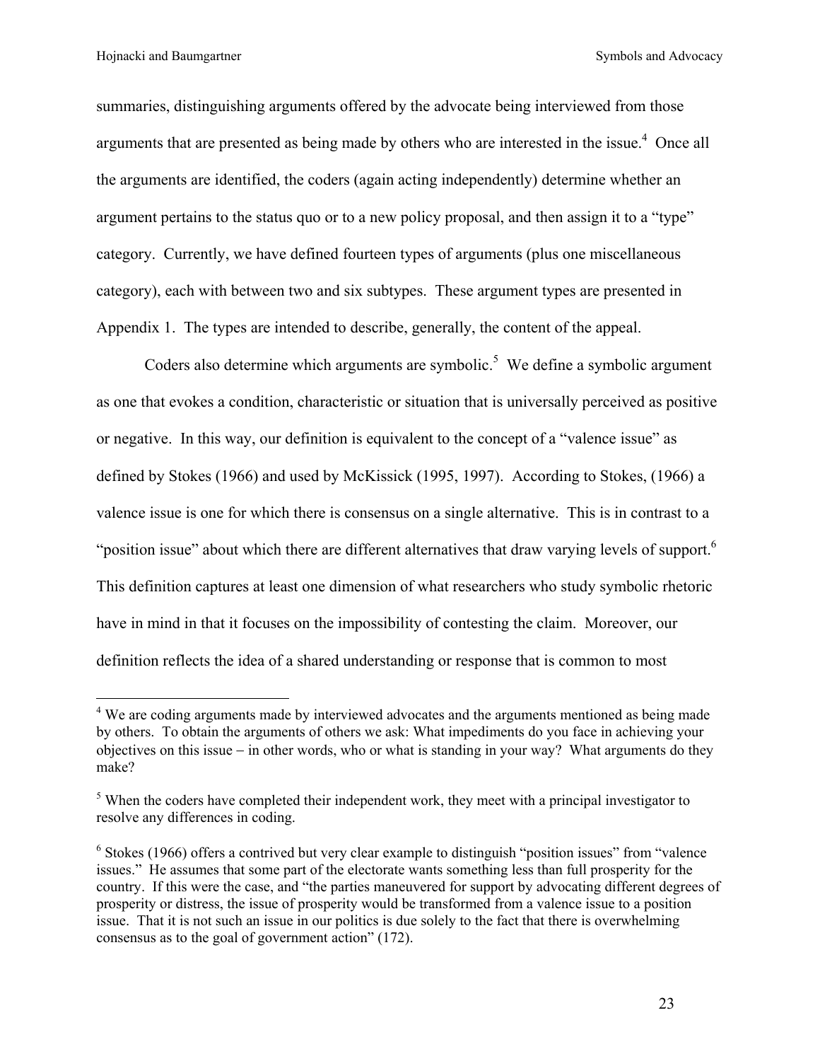summaries, distinguishing arguments offered by the advocate being interviewed from those arguments that are presented as being made by others who are interested in the issue.[4] Once all the arguments are identified, the coders (again acting independently) determine whether an argument pertains to the status quo or to a new policy proposal, and then assign it to a "type" category. Currently, we have defined fourteen types of arguments (plus one miscellaneous category), each with between two and six subtypes. These argument types are presented in Appendix 1. The types are intended to describe, generally, the content of the appeal.

Coders also determine which arguments are symbolic.[5] We define a symbolic argument as one that evokes a condition, characteristic or situation that is universally perceived as positive or negative. In this way, our definition is equivalent to the concept of a "valence issue" as defined by Stokes (1966) and used by McKissick (1995, 1997). According to Stokes, (1966) a valence issue is one for which there is consensus on a single alternative. This is in contrast to a "position issue" about which there are different alternatives that draw varying levels of support.[6] This definition captures at least one dimension of what researchers who study symbolic rhetoric have in mind in that it focuses on the impossibility of contesting the claim. Moreover, our definition reflects the idea of a shared understanding or response that is common to most

---

[4] We are coding arguments made by interviewed advocates and the arguments mentioned as being made by others. To obtain the arguments of others we ask: What impediments do you face in achieving your objectives on this issue – in other words, who or what is standing in your way? What arguments do they make?

[5] When the coders have completed their independent work, they meet with a principal investigator to resolve any differences in coding.

[6] Stokes (1966) offers a contrived but very clear example to distinguish "position issues" from "valence issues." He assumes that some part of the electorate wants something less than full prosperity for the country. If this were the case, and "the parties maneuvered for support by advocating different degrees of prosperity or distress, the issue of prosperity would be transformed from a valence issue to a position issue. That it is not such an issue in our politics is due solely to the fact that there is overwhelming consensus as to the goal of government action" (172).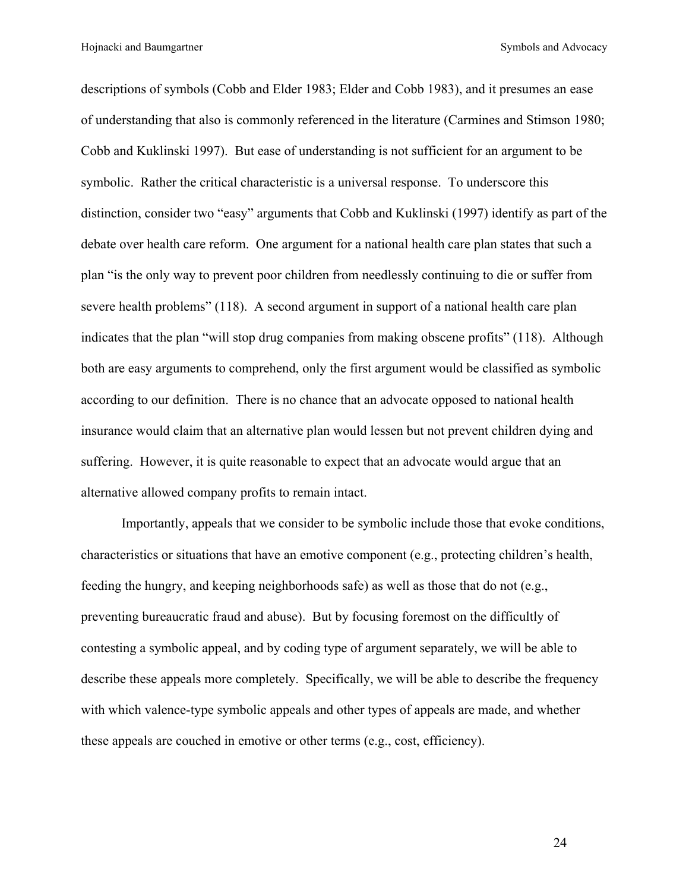descriptions of symbols (Cobb and Elder 1983; Elder and Cobb 1983), and it presumes an ease of understanding that also is commonly referenced in the literature (Carmines and Stimson 1980; Cobb and Kuklinski 1997). But ease of understanding is not sufficient for an argument to be symbolic. Rather the critical characteristic is a universal response. To underscore this distinction, consider two "easy" arguments that Cobb and Kuklinski (1997) identify as part of the debate over health care reform. One argument for a national health care plan states that such a plan "is the only way to prevent poor children from needlessly continuing to die or suffer from severe health problems" (118). A second argument in support of a national health care plan indicates that the plan "will stop drug companies from making obscene profits" (118). Although both are easy arguments to comprehend, only the first argument would be classified as symbolic according to our definition. There is no chance that an advocate opposed to national health insurance would claim that an alternative plan would lessen but not prevent children dying and suffering. However, it is quite reasonable to expect that an advocate would argue that an alternative allowed company profits to remain intact.

Importantly, appeals that we consider to be symbolic include those that evoke conditions, characteristics or situations that have an emotive component (e.g., protecting children's health, feeding the hungry, and keeping neighborhoods safe) as well as those that do not (e.g., preventing bureaucratic fraud and abuse). But by focusing foremost on the difficultly of contesting a symbolic appeal, and by coding type of argument separately, we will be able to describe these appeals more completely. Specifically, we will be able to describe the frequency with which valence-type symbolic appeals and other types of appeals are made, and whether these appeals are couched in emotive or other terms (e.g., cost, efficiency).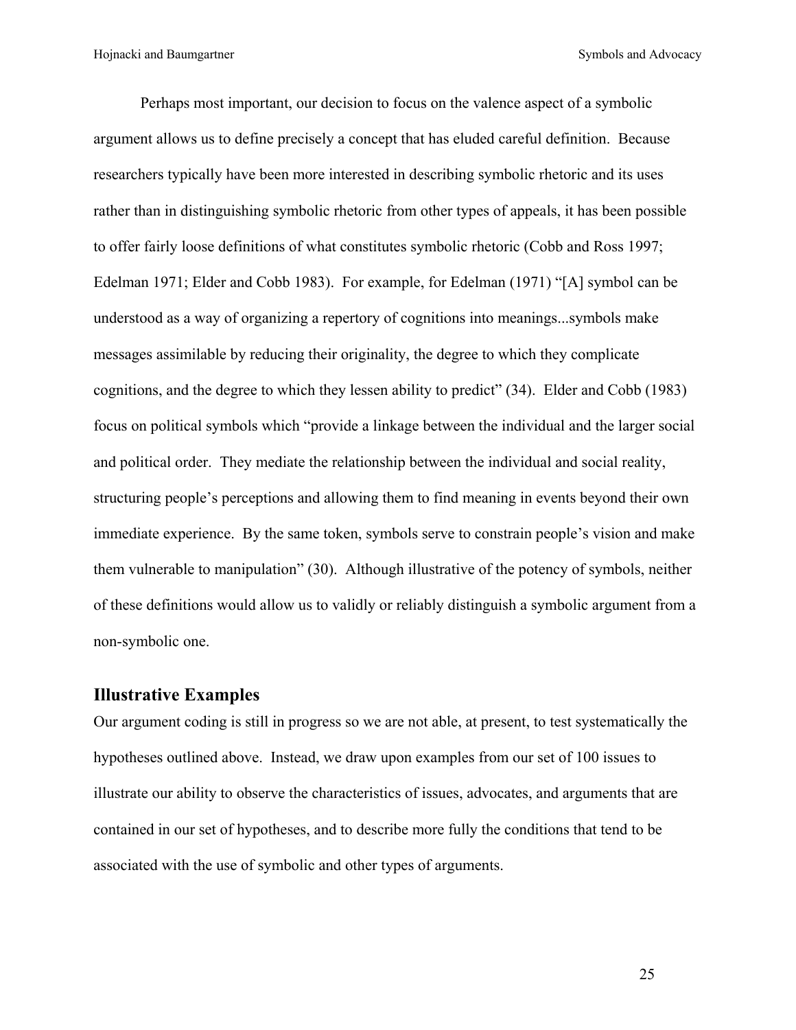Perhaps most important, our decision to focus on the valence aspect of a symbolic argument allows us to define precisely a concept that has eluded careful definition. Because researchers typically have been more interested in describing symbolic rhetoric and its uses rather than in distinguishing symbolic rhetoric from other types of appeals, it has been possible to offer fairly loose definitions of what constitutes symbolic rhetoric (Cobb and Ross 1997; Edelman 1971; Elder and Cobb 1983). For example, for Edelman (1971) "[A] symbol can be understood as a way of organizing a repertory of cognitions into meanings...symbols make messages assimilable by reducing their originality, the degree to which they complicate cognitions, and the degree to which they lessen ability to predict" (34). Elder and Cobb (1983) focus on political symbols which "provide a linkage between the individual and the larger social and political order. They mediate the relationship between the individual and social reality, structuring people's perceptions and allowing them to find meaning in events beyond their own immediate experience. By the same token, symbols serve to constrain people's vision and make them vulnerable to manipulation" (30). Although illustrative of the potency of symbols, neither of these definitions would allow us to validly or reliably distinguish a symbolic argument from a non-symbolic one.

## Illustrative Examples

Our argument coding is still in progress so we are not able, at present, to test systematically the hypotheses outlined above. Instead, we draw upon examples from our set of 100 issues to illustrate our ability to observe the characteristics of issues, advocates, and arguments that are contained in our set of hypotheses, and to describe more fully the conditions that tend to be associated with the use of symbolic and other types of arguments.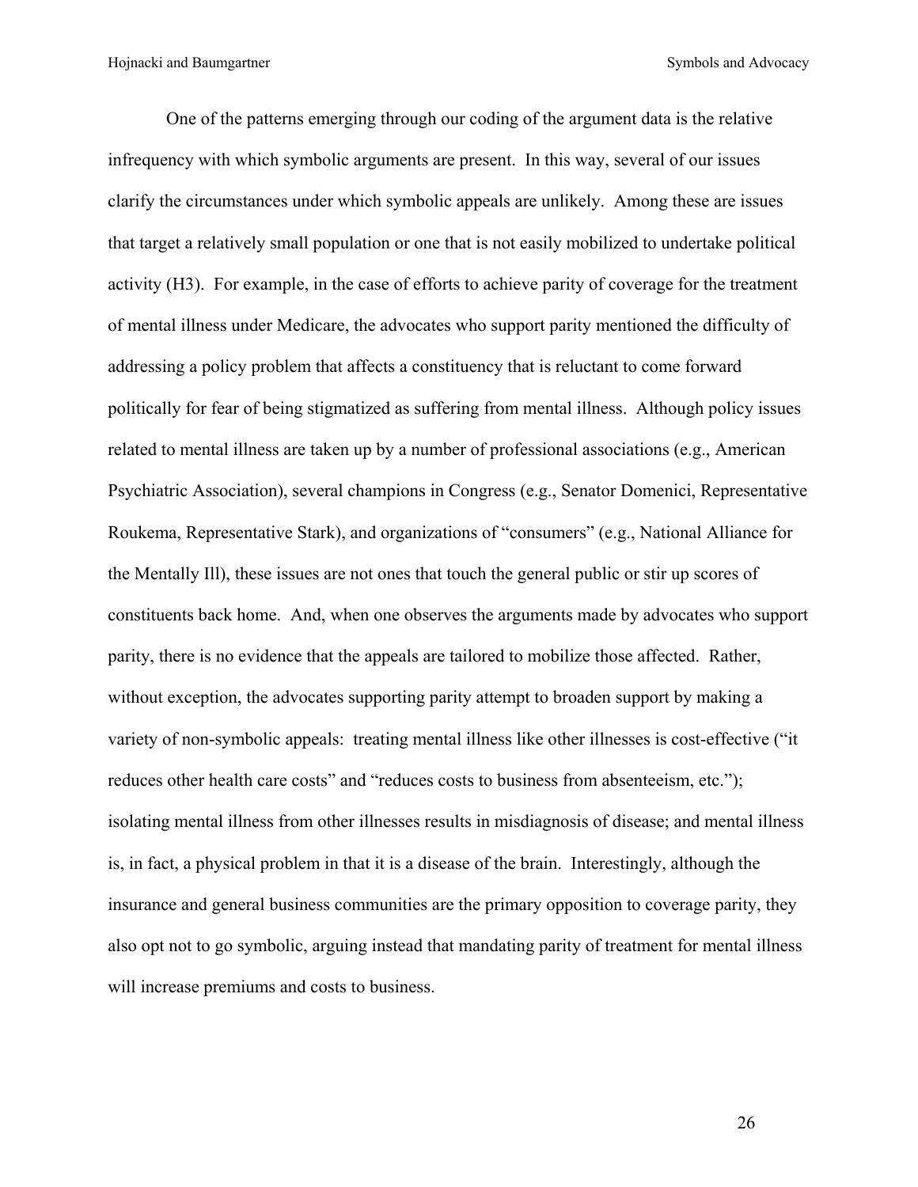One of the patterns emerging through our coding of the argument data is the relative infrequency with which symbolic arguments are present. In this way, several of our issues clarify the circumstances under which symbolic appeals are unlikely. Among these are issues that target a relatively small population or one that is not easily mobilized to undertake political activity (H3). For example, in the case of efforts to achieve parity of coverage for the treatment of mental illness under Medicare, the advocates who support parity mentioned the difficulty of addressing a policy problem that affects a constituency that is reluctant to come forward politically for fear of being stigmatized as suffering from mental illness. Although policy issues related to mental illness are taken up by a number of professional associations (e.g., American Psychiatric Association), several champions in Congress (e.g., Senator Domenici, Representative Roukema, Representative Stark), and organizations of "consumers" (e.g., National Alliance for the Mentally Ill), these issues are not ones that touch the general public or stir up scores of constituents back home. And, when one observes the arguments made by advocates who support parity, there is no evidence that the appeals are tailored to mobilize those affected. Rather, without exception, the advocates supporting parity attempt to broaden support by making a variety of non-symbolic appeals: treating mental illness like other illnesses is cost-effective ("it reduces other health care costs" and "reduces costs to business from absenteeism, etc."); isolating mental illness from other illnesses results in misdiagnosis of disease; and mental illness is, in fact, a physical problem in that it is a disease of the brain. Interestingly, although the insurance and general business communities are the primary opposition to coverage parity, they also opt not to go symbolic, arguing instead that mandating parity of treatment for mental illness will increase premiums and costs to business.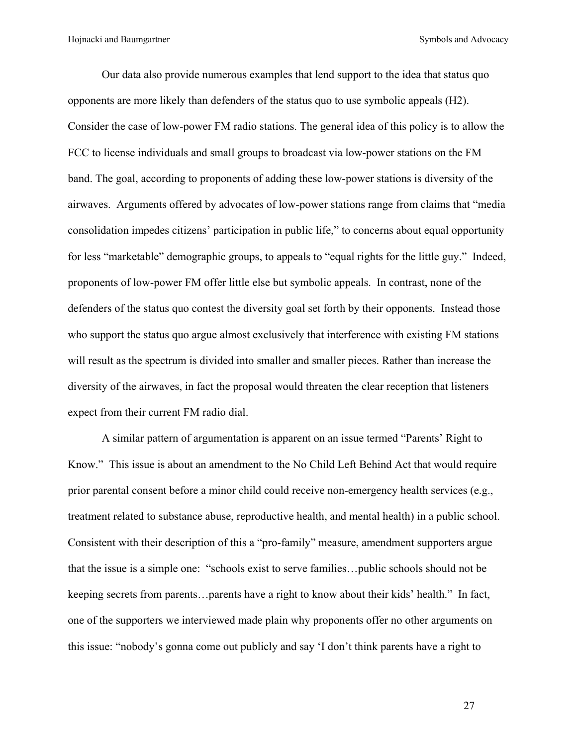Our data also provide numerous examples that lend support to the idea that status quo opponents are more likely than defenders of the status quo to use symbolic appeals (H2). Consider the case of low-power FM radio stations. The general idea of this policy is to allow the FCC to license individuals and small groups to broadcast via low-power stations on the FM band. The goal, according to proponents of adding these low-power stations is diversity of the airwaves. Arguments offered by advocates of low-power stations range from claims that "media consolidation impedes citizens' participation in public life," to concerns about equal opportunity for less "marketable" demographic groups, to appeals to "equal rights for the little guy." Indeed, proponents of low-power FM offer little else but symbolic appeals. In contrast, none of the defenders of the status quo contest the diversity goal set forth by their opponents. Instead those who support the status quo argue almost exclusively that interference with existing FM stations will result as the spectrum is divided into smaller and smaller pieces. Rather than increase the diversity of the airwaves, in fact the proposal would threaten the clear reception that listeners expect from their current FM radio dial.

A similar pattern of argumentation is apparent on an issue termed "Parents' Right to Know." This issue is about an amendment to the No Child Left Behind Act that would require prior parental consent before a minor child could receive non-emergency health services (e.g., treatment related to substance abuse, reproductive health, and mental health) in a public school. Consistent with their description of this a "pro-family" measure, amendment supporters argue that the issue is a simple one: "schools exist to serve families…public schools should not be keeping secrets from parents…parents have a right to know about their kids' health." In fact, one of the supporters we interviewed made plain why proponents offer no other arguments on this issue: "nobody's gonna come out publicly and say 'I don't think parents have a right to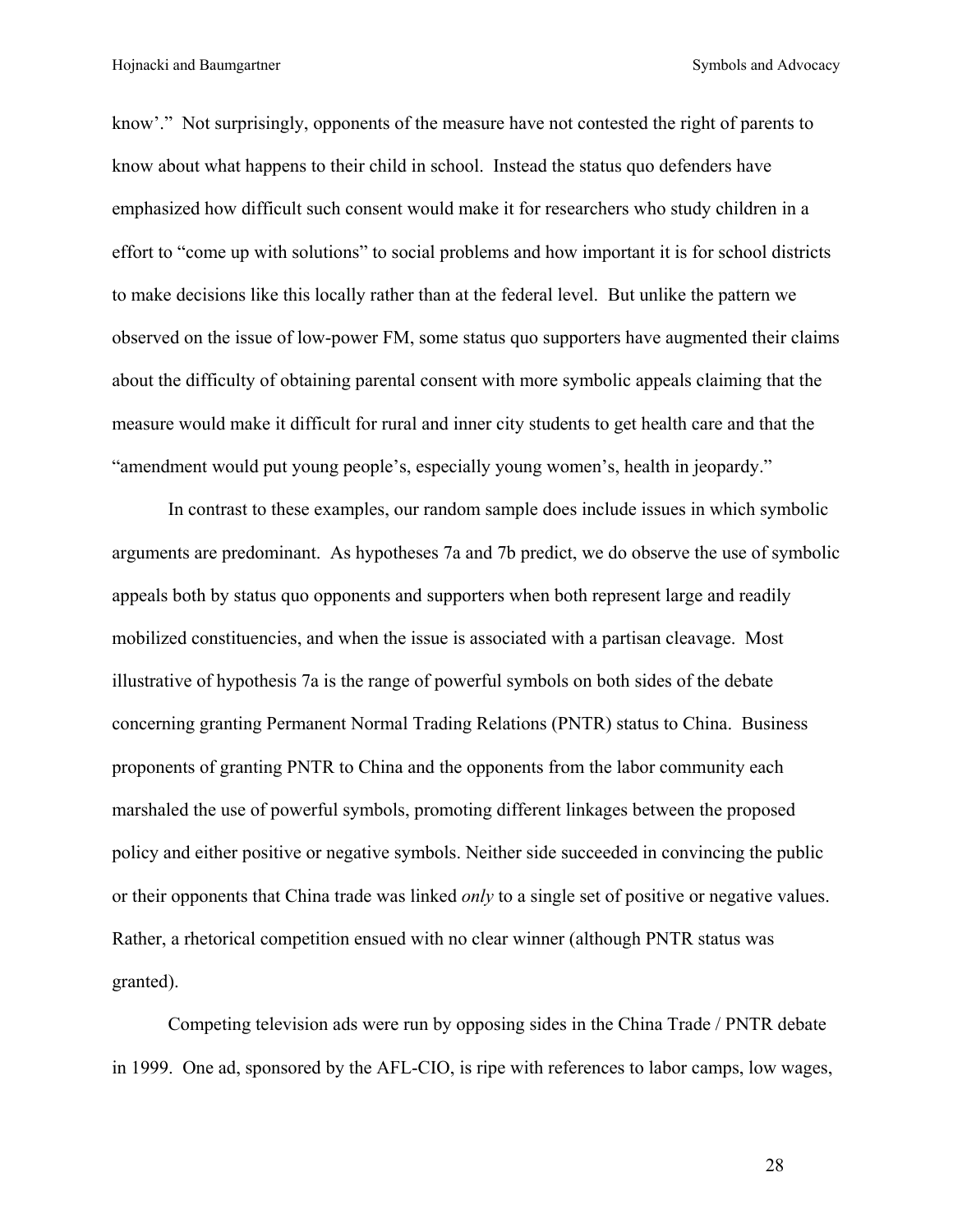know'." Not surprisingly, opponents of the measure have not contested the right of parents to know about what happens to their child in school. Instead the status quo defenders have emphasized how difficult such consent would make it for researchers who study children in a effort to "come up with solutions" to social problems and how important it is for school districts to make decisions like this locally rather than at the federal level. But unlike the pattern we observed on the issue of low-power FM, some status quo supporters have augmented their claims about the difficulty of obtaining parental consent with more symbolic appeals claiming that the measure would make it difficult for rural and inner city students to get health care and that the "amendment would put young people's, especially young women's, health in jeopardy."

In contrast to these examples, our random sample does include issues in which symbolic arguments are predominant. As hypotheses 7a and 7b predict, we do observe the use of symbolic appeals both by status quo opponents and supporters when both represent large and readily mobilized constituencies, and when the issue is associated with a partisan cleavage. Most illustrative of hypothesis 7a is the range of powerful symbols on both sides of the debate concerning granting Permanent Normal Trading Relations (PNTR) status to China. Business proponents of granting PNTR to China and the opponents from the labor community each marshaled the use of powerful symbols, promoting different linkages between the proposed policy and either positive or negative symbols. Neither side succeeded in convincing the public or their opponents that China trade was linked *only* to a single set of positive or negative values. Rather, a rhetorical competition ensued with no clear winner (although PNTR status was granted).

Competing television ads were run by opposing sides in the China Trade / PNTR debate in 1999. One ad, sponsored by the AFL-CIO, is ripe with references to labor camps, low wages,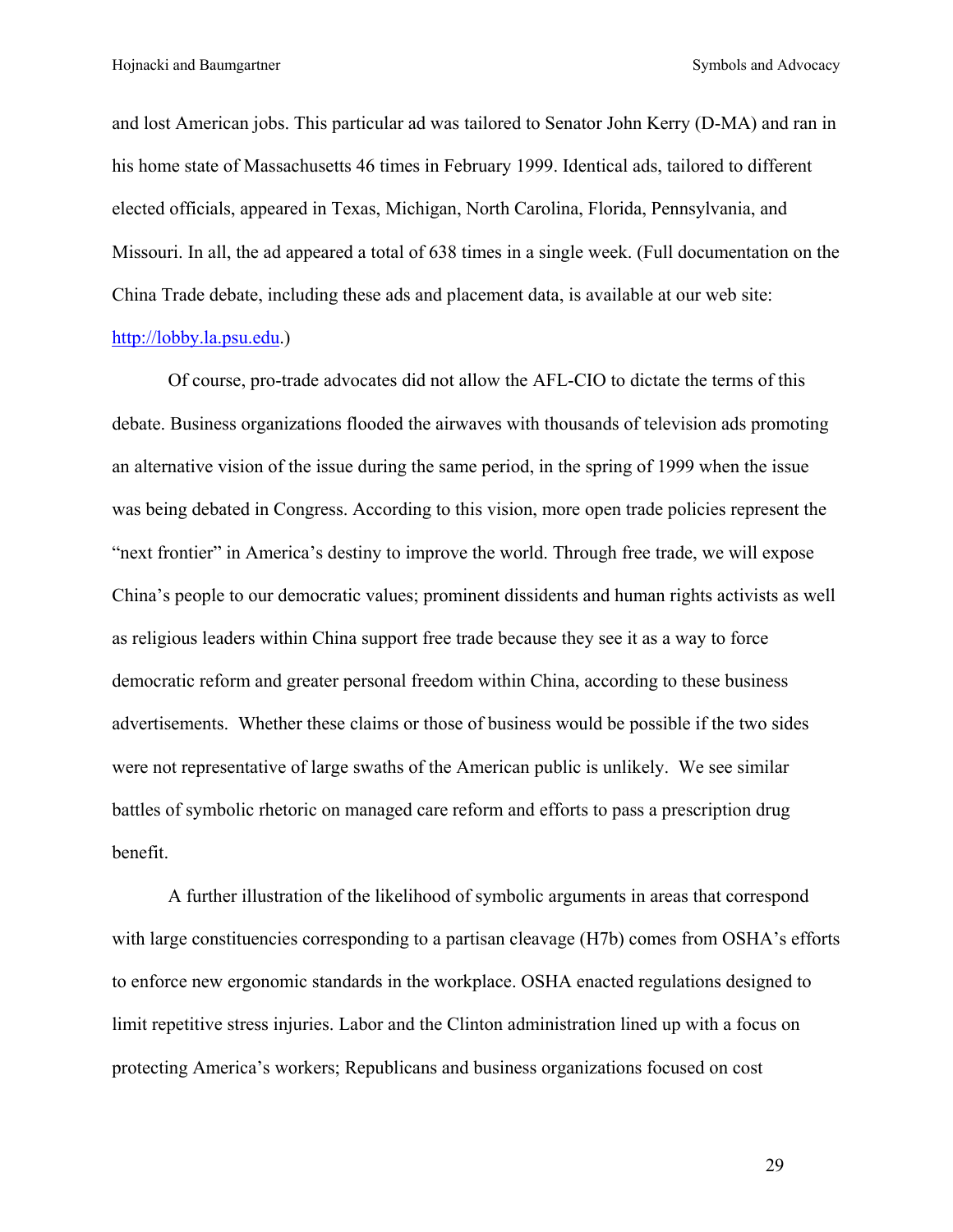and lost American jobs. This particular ad was tailored to Senator John Kerry (D-MA) and ran in his home state of Massachusetts 46 times in February 1999. Identical ads, tailored to different elected officials, appeared in Texas, Michigan, North Carolina, Florida, Pennsylvania, and Missouri. In all, the ad appeared a total of 638 times in a single week. (Full documentation on the China Trade debate, including these ads and placement data, is available at our web site: http://lobby.la.psu.edu.)

Of course, pro-trade advocates did not allow the AFL-CIO to dictate the terms of this debate. Business organizations flooded the airwaves with thousands of television ads promoting an alternative vision of the issue during the same period, in the spring of 1999 when the issue was being debated in Congress. According to this vision, more open trade policies represent the "next frontier" in America's destiny to improve the world. Through free trade, we will expose China's people to our democratic values; prominent dissidents and human rights activists as well as religious leaders within China support free trade because they see it as a way to force democratic reform and greater personal freedom within China, according to these business advertisements. Whether these claims or those of business would be possible if the two sides were not representative of large swaths of the American public is unlikely. We see similar battles of symbolic rhetoric on managed care reform and efforts to pass a prescription drug benefit.

A further illustration of the likelihood of symbolic arguments in areas that correspond with large constituencies corresponding to a partisan cleavage (H7b) comes from OSHA's efforts to enforce new ergonomic standards in the workplace. OSHA enacted regulations designed to limit repetitive stress injuries. Labor and the Clinton administration lined up with a focus on protecting America's workers; Republicans and business organizations focused on cost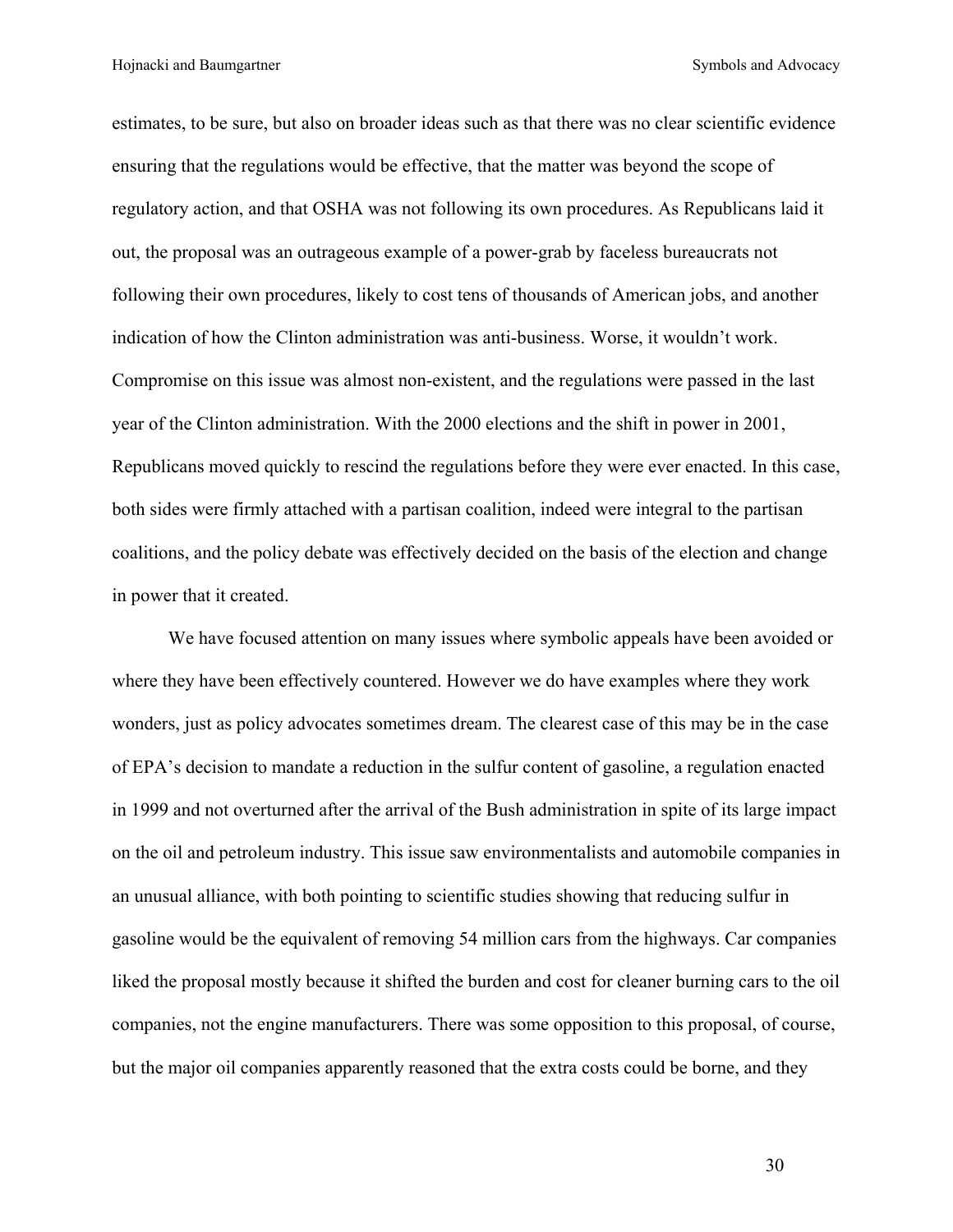estimates, to be sure, but also on broader ideas such as that there was no clear scientific evidence ensuring that the regulations would be effective, that the matter was beyond the scope of regulatory action, and that OSHA was not following its own procedures. As Republicans laid it out, the proposal was an outrageous example of a power-grab by faceless bureaucrats not following their own procedures, likely to cost tens of thousands of American jobs, and another indication of how the Clinton administration was anti-business. Worse, it wouldn't work. Compromise on this issue was almost non-existent, and the regulations were passed in the last year of the Clinton administration. With the 2000 elections and the shift in power in 2001, Republicans moved quickly to rescind the regulations before they were ever enacted. In this case, both sides were firmly attached with a partisan coalition, indeed were integral to the partisan coalitions, and the policy debate was effectively decided on the basis of the election and change in power that it created.

We have focused attention on many issues where symbolic appeals have been avoided or where they have been effectively countered. However we do have examples where they work wonders, just as policy advocates sometimes dream. The clearest case of this may be in the case of EPA's decision to mandate a reduction in the sulfur content of gasoline, a regulation enacted in 1999 and not overturned after the arrival of the Bush administration in spite of its large impact on the oil and petroleum industry. This issue saw environmentalists and automobile companies in an unusual alliance, with both pointing to scientific studies showing that reducing sulfur in gasoline would be the equivalent of removing 54 million cars from the highways. Car companies liked the proposal mostly because it shifted the burden and cost for cleaner burning cars to the oil companies, not the engine manufacturers. There was some opposition to this proposal, of course, but the major oil companies apparently reasoned that the extra costs could be borne, and they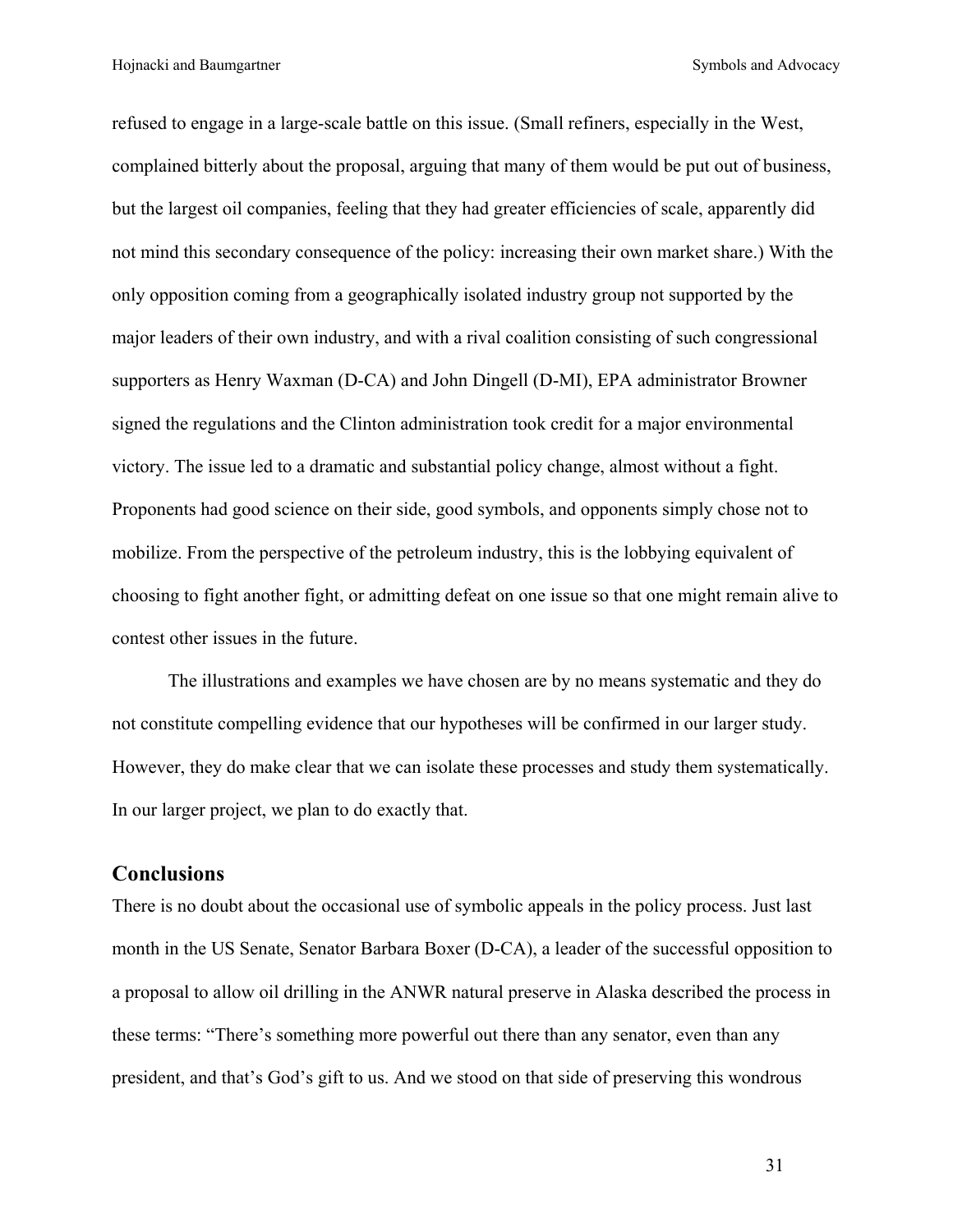refused to engage in a large-scale battle on this issue. (Small refiners, especially in the West, complained bitterly about the proposal, arguing that many of them would be put out of business, but the largest oil companies, feeling that they had greater efficiencies of scale, apparently did not mind this secondary consequence of the policy: increasing their own market share.) With the only opposition coming from a geographically isolated industry group not supported by the major leaders of their own industry, and with a rival coalition consisting of such congressional supporters as Henry Waxman (D-CA) and John Dingell (D-MI), EPA administrator Browner signed the regulations and the Clinton administration took credit for a major environmental victory. The issue led to a dramatic and substantial policy change, almost without a fight. Proponents had good science on their side, good symbols, and opponents simply chose not to mobilize. From the perspective of the petroleum industry, this is the lobbying equivalent of choosing to fight another fight, or admitting defeat on one issue so that one might remain alive to contest other issues in the future.

The illustrations and examples we have chosen are by no means systematic and they do not constitute compelling evidence that our hypotheses will be confirmed in our larger study. However, they do make clear that we can isolate these processes and study them systematically. In our larger project, we plan to do exactly that.

## Conclusions

There is no doubt about the occasional use of symbolic appeals in the policy process. Just last month in the US Senate, Senator Barbara Boxer (D-CA), a leader of the successful opposition to a proposal to allow oil drilling in the ANWR natural preserve in Alaska described the process in these terms: “There’s something more powerful out there than any senator, even than any president, and that’s God’s gift to us. And we stood on that side of preserving this wondrous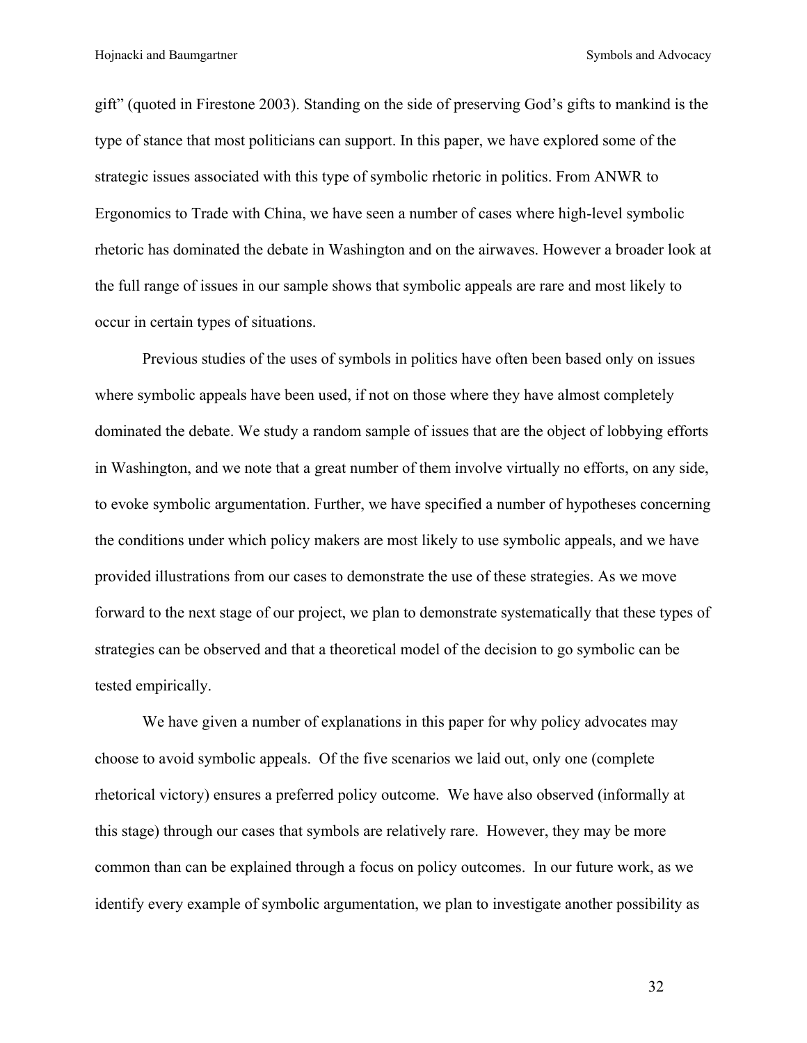gift" (quoted in Firestone 2003). Standing on the side of preserving God's gifts to mankind is the type of stance that most politicians can support. In this paper, we have explored some of the strategic issues associated with this type of symbolic rhetoric in politics. From ANWR to Ergonomics to Trade with China, we have seen a number of cases where high-level symbolic rhetoric has dominated the debate in Washington and on the airwaves. However a broader look at the full range of issues in our sample shows that symbolic appeals are rare and most likely to occur in certain types of situations.

Previous studies of the uses of symbols in politics have often been based only on issues where symbolic appeals have been used, if not on those where they have almost completely dominated the debate. We study a random sample of issues that are the object of lobbying efforts in Washington, and we note that a great number of them involve virtually no efforts, on any side, to evoke symbolic argumentation. Further, we have specified a number of hypotheses concerning the conditions under which policy makers are most likely to use symbolic appeals, and we have provided illustrations from our cases to demonstrate the use of these strategies. As we move forward to the next stage of our project, we plan to demonstrate systematically that these types of strategies can be observed and that a theoretical model of the decision to go symbolic can be tested empirically.

We have given a number of explanations in this paper for why policy advocates may choose to avoid symbolic appeals. Of the five scenarios we laid out, only one (complete rhetorical victory) ensures a preferred policy outcome. We have also observed (informally at this stage) through our cases that symbols are relatively rare. However, they may be more common than can be explained through a focus on policy outcomes. In our future work, as we identify every example of symbolic argumentation, we plan to investigate another possibility as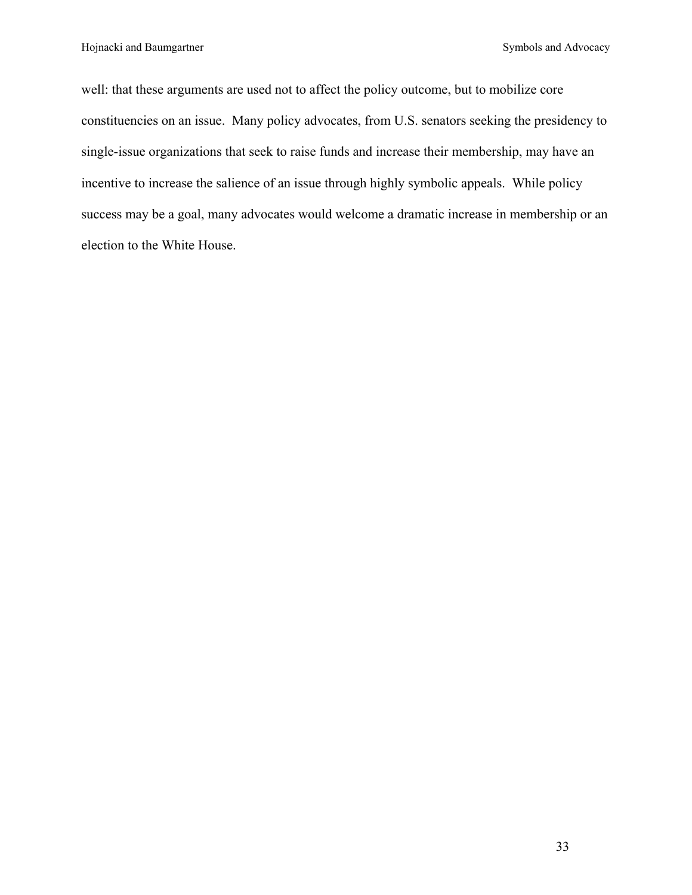well: that these arguments are used not to affect the policy outcome, but to mobilize core constituencies on an issue.  Many policy advocates, from U.S. senators seeking the presidency to single-issue organizations that seek to raise funds and increase their membership, may have an incentive to increase the salience of an issue through highly symbolic appeals.  While policy success may be a goal, many advocates would welcome a dramatic increase in membership or an election to the White House.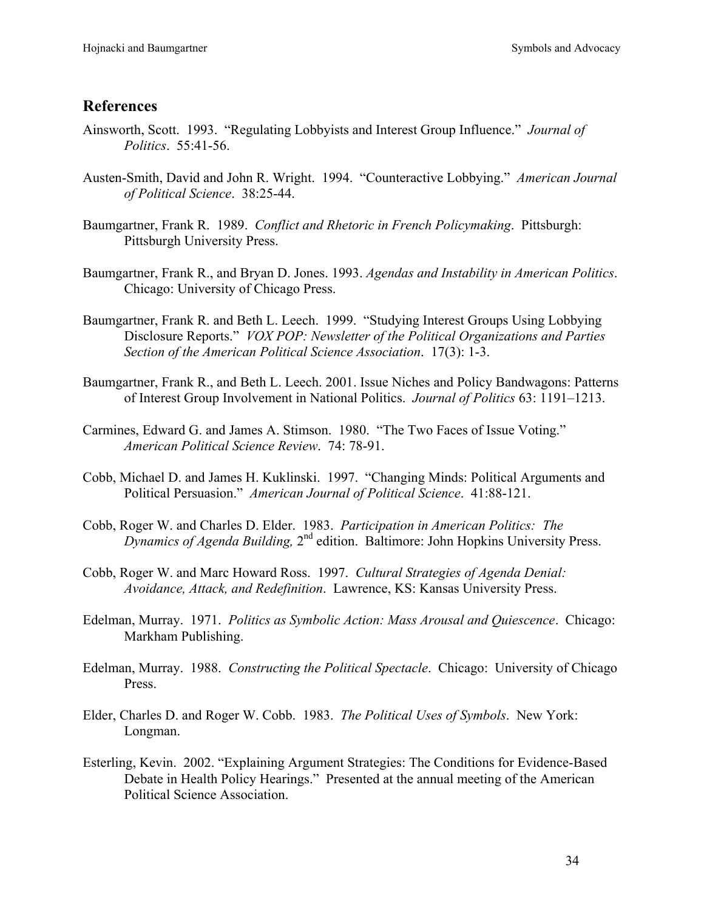## References

Ainsworth, Scott. 1993. "Regulating Lobbyists and Interest Group Influence." *Journal of Politics*. 55:41-56.

Austen-Smith, David and John R. Wright. 1994. "Counteractive Lobbying." *American Journal of Political Science*. 38:25-44.

Baumgartner, Frank R. 1989. *Conflict and Rhetoric in French Policymaking*. Pittsburgh: Pittsburgh University Press.

Baumgartner, Frank R., and Bryan D. Jones. 1993. *Agendas and Instability in American Politics*. Chicago: University of Chicago Press.

Baumgartner, Frank R. and Beth L. Leech. 1999. "Studying Interest Groups Using Lobbying Disclosure Reports." *VOX POP: Newsletter of the Political Organizations and Parties Section of the American Political Science Association*. 17(3): 1-3.

Baumgartner, Frank R., and Beth L. Leech. 2001. Issue Niches and Policy Bandwagons: Patterns of Interest Group Involvement in National Politics. *Journal of Politics* 63: 1191–1213.

Carmines, Edward G. and James A. Stimson. 1980. "The Two Faces of Issue Voting." *American Political Science Review*. 74: 78-91.

Cobb, Michael D. and James H. Kuklinski. 1997. "Changing Minds: Political Arguments and Political Persuasion." *American Journal of Political Science*. 41:88-121.

Cobb, Roger W. and Charles D. Elder. 1983. *Participation in American Politics: The Dynamics of Agenda Building,* 2nd edition. Baltimore: John Hopkins University Press.

Cobb, Roger W. and Marc Howard Ross. 1997. *Cultural Strategies of Agenda Denial: Avoidance, Attack, and Redefinition*. Lawrence, KS: Kansas University Press.

Edelman, Murray. 1971. *Politics as Symbolic Action: Mass Arousal and Quiescence*. Chicago: Markham Publishing.

Edelman, Murray. 1988. *Constructing the Political Spectacle*. Chicago: University of Chicago Press.

Elder, Charles D. and Roger W. Cobb. 1983. *The Political Uses of Symbols*. New York: Longman.

Esterling, Kevin. 2002. "Explaining Argument Strategies: The Conditions for Evidence-Based Debate in Health Policy Hearings." Presented at the annual meeting of the American Political Science Association.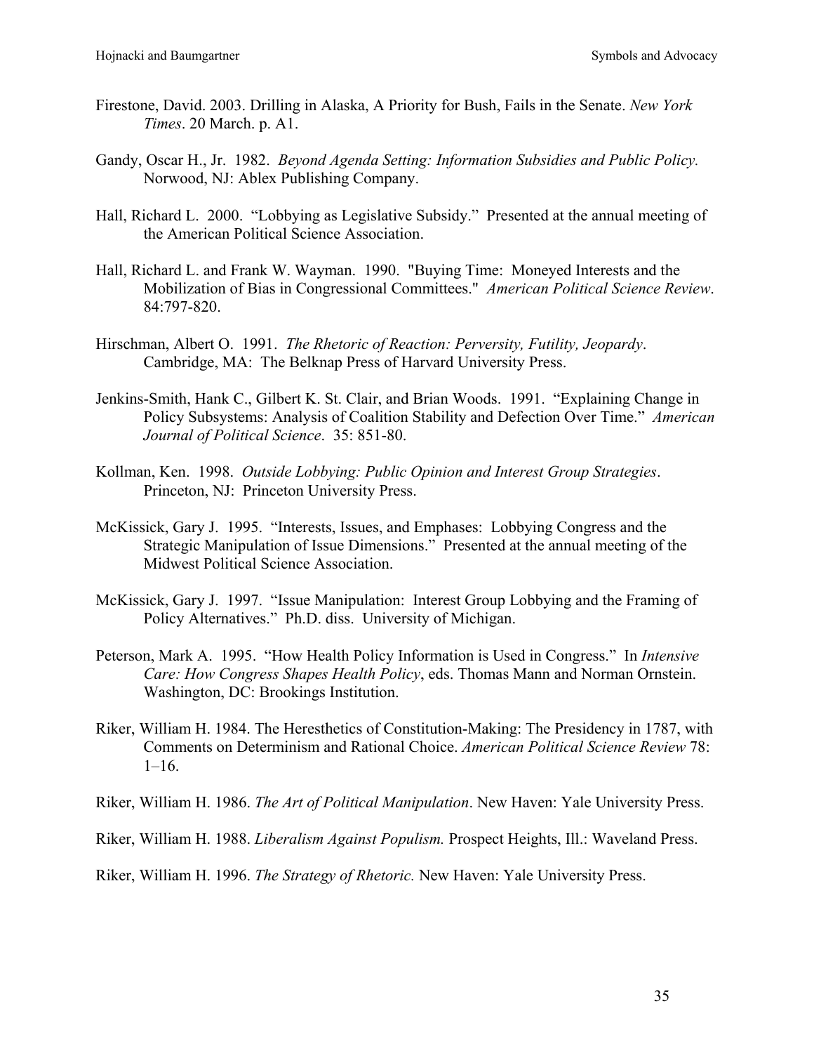Firestone, David. 2003. Drilling in Alaska, A Priority for Bush, Fails in the Senate. *New York Times*. 20 March. p. A1.

Gandy, Oscar H., Jr. 1982. *Beyond Agenda Setting: Information Subsidies and Public Policy.* Norwood, NJ: Ablex Publishing Company.

Hall, Richard L. 2000. "Lobbying as Legislative Subsidy." Presented at the annual meeting of the American Political Science Association.

Hall, Richard L. and Frank W. Wayman. 1990. "Buying Time: Moneyed Interests and the Mobilization of Bias in Congressional Committees." *American Political Science Review*. 84:797-820.

Hirschman, Albert O. 1991. *The Rhetoric of Reaction: Perversity, Futility, Jeopardy*. Cambridge, MA: The Belknap Press of Harvard University Press.

Jenkins-Smith, Hank C., Gilbert K. St. Clair, and Brian Woods. 1991. "Explaining Change in Policy Subsystems: Analysis of Coalition Stability and Defection Over Time." *American Journal of Political Science*. 35: 851-80.

Kollman, Ken. 1998. *Outside Lobbying: Public Opinion and Interest Group Strategies*. Princeton, NJ: Princeton University Press.

McKissick, Gary J. 1995. "Interests, Issues, and Emphases: Lobbying Congress and the Strategic Manipulation of Issue Dimensions." Presented at the annual meeting of the Midwest Political Science Association.

McKissick, Gary J. 1997. "Issue Manipulation: Interest Group Lobbying and the Framing of Policy Alternatives." Ph.D. diss. University of Michigan.

Peterson, Mark A. 1995. "How Health Policy Information is Used in Congress." In *Intensive Care: How Congress Shapes Health Policy*, eds. Thomas Mann and Norman Ornstein. Washington, DC: Brookings Institution.

Riker, William H. 1984. The Heresthetics of Constitution-Making: The Presidency in 1787, with Comments on Determinism and Rational Choice. *American Political Science Review* 78: 1–16.

Riker, William H. 1986. *The Art of Political Manipulation*. New Haven: Yale University Press.

Riker, William H. 1988. *Liberalism Against Populism.* Prospect Heights, Ill.: Waveland Press.

Riker, William H. 1996. *The Strategy of Rhetoric.* New Haven: Yale University Press.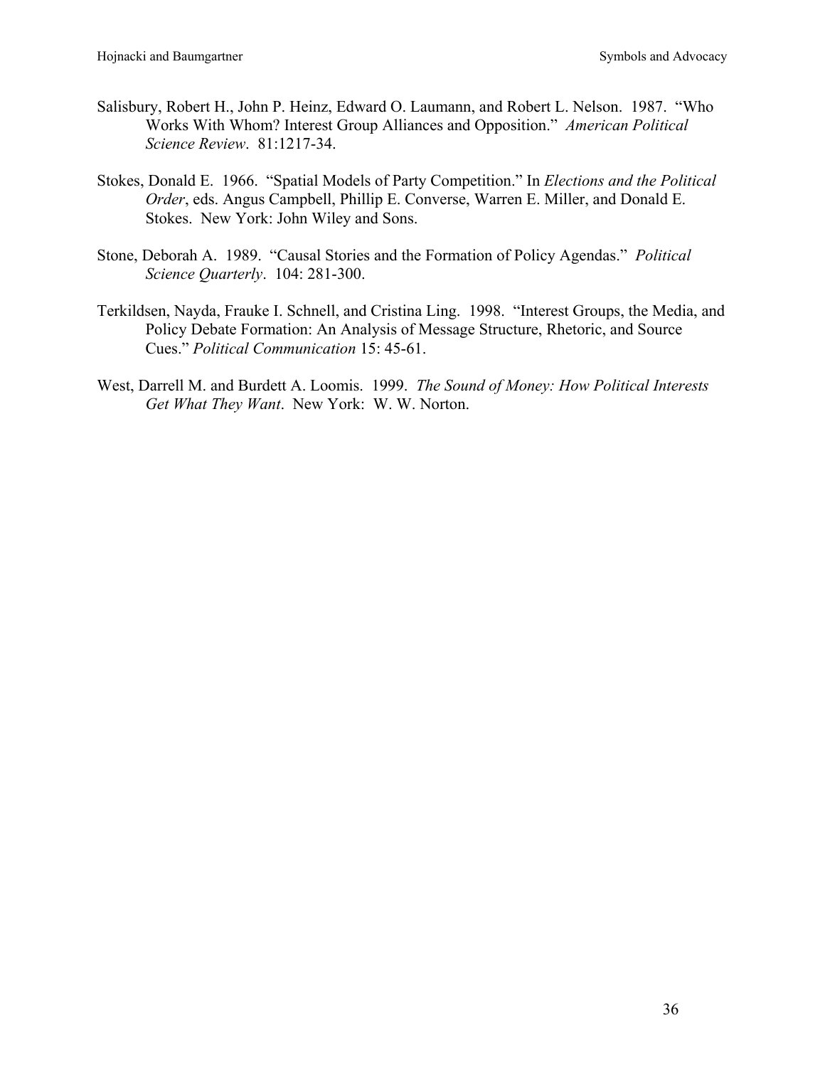Salisbury, Robert H., John P. Heinz, Edward O. Laumann, and Robert L. Nelson. 1987. "Who Works With Whom? Interest Group Alliances and Opposition." *American Political Science Review*. 81:1217-34.

Stokes, Donald E. 1966. "Spatial Models of Party Competition." In *Elections and the Political Order*, eds. Angus Campbell, Phillip E. Converse, Warren E. Miller, and Donald E. Stokes. New York: John Wiley and Sons.

Stone, Deborah A. 1989. "Causal Stories and the Formation of Policy Agendas." *Political Science Quarterly*. 104: 281-300.

Terkildsen, Nayda, Frauke I. Schnell, and Cristina Ling. 1998. "Interest Groups, the Media, and Policy Debate Formation: An Analysis of Message Structure, Rhetoric, and Source Cues." *Political Communication* 15: 45-61.

West, Darrell M. and Burdett A. Loomis. 1999. *The Sound of Money: How Political Interests Get What They Want*. New York: W. W. Norton.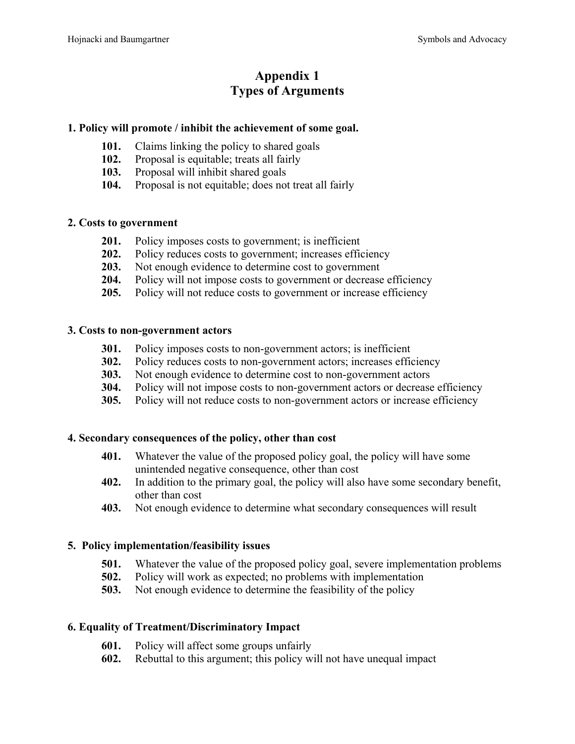# Appendix 1
# Types of Arguments

**1. Policy will promote / inhibit the achievement of some goal.**

- **101.** Claims linking the policy to shared goals
- **102.** Proposal is equitable; treats all fairly
- **103.** Proposal will inhibit shared goals
- **104.** Proposal is not equitable; does not treat all fairly

**2. Costs to government**

- **201.** Policy imposes costs to government; is inefficient
- **202.** Policy reduces costs to government; increases efficiency
- **203.** Not enough evidence to determine cost to government
- **204.** Policy will not impose costs to government or decrease efficiency
- **205.** Policy will not reduce costs to government or increase efficiency

**3. Costs to non-government actors**

- **301.** Policy imposes costs to non-government actors; is inefficient
- **302.** Policy reduces costs to non-government actors; increases efficiency
- **303.** Not enough evidence to determine cost to non-government actors
- **304.** Policy will not impose costs to non-government actors or decrease efficiency
- **305.** Policy will not reduce costs to non-government actors or increase efficiency

**4. Secondary consequences of the policy, other than cost**

- **401.** Whatever the value of the proposed policy goal, the policy will have some unintended negative consequence, other than cost
- **402.** In addition to the primary goal, the policy will also have some secondary benefit, other than cost
- **403.** Not enough evidence to determine what secondary consequences will result

**5. Policy implementation/feasibility issues**

- **501.** Whatever the value of the proposed policy goal, severe implementation problems
- **502.** Policy will work as expected; no problems with implementation
- **503.** Not enough evidence to determine the feasibility of the policy

**6. Equality of Treatment/Discriminatory Impact**

- **601.** Policy will affect some groups unfairly
- **602.** Rebuttal to this argument; this policy will not have unequal impact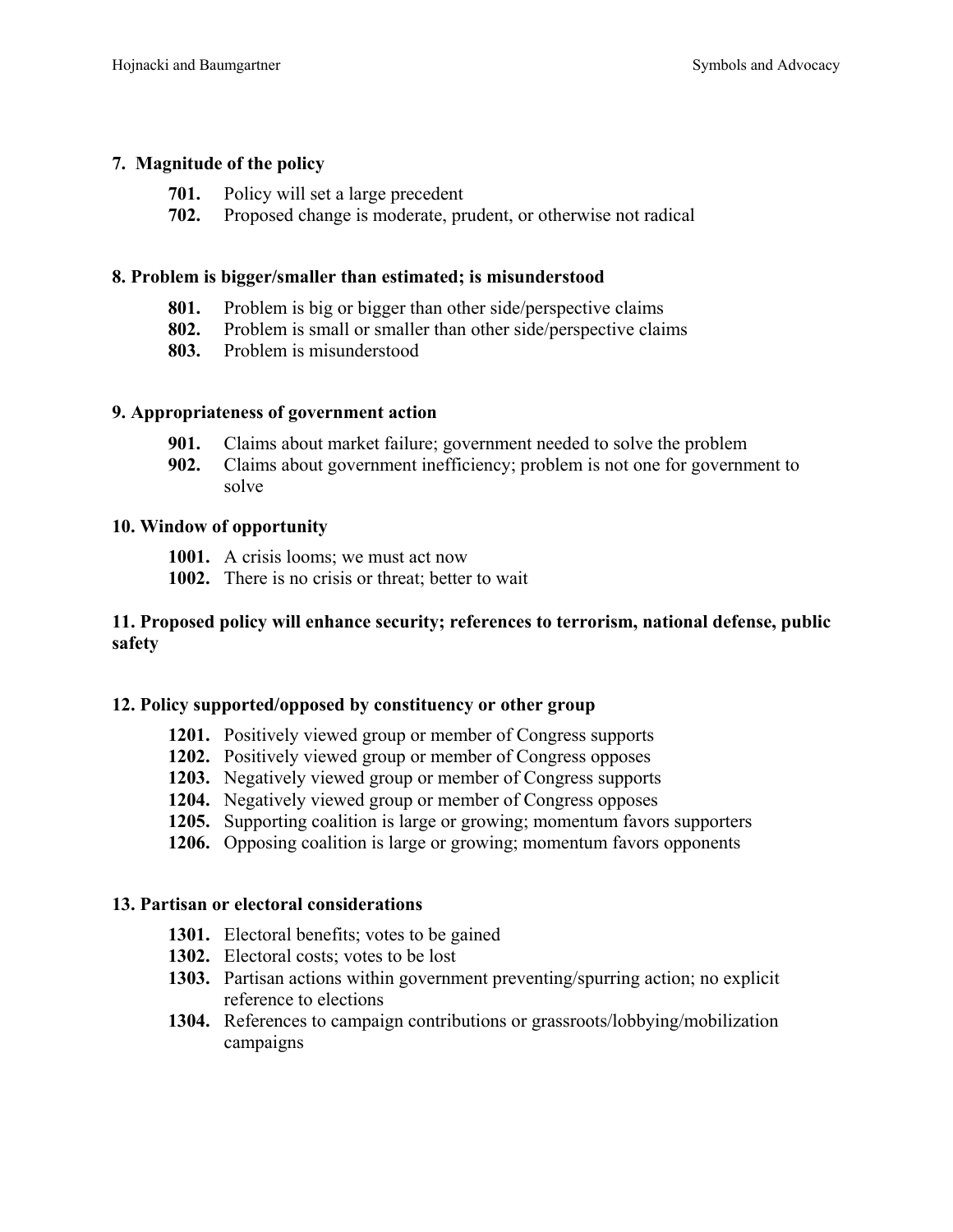**7. Magnitude of the policy**

- **701.** Policy will set a large precedent
- **702.** Proposed change is moderate, prudent, or otherwise not radical

**8. Problem is bigger/smaller than estimated; is misunderstood**

- **801.** Problem is big or bigger than other side/perspective claims
- **802.** Problem is small or smaller than other side/perspective claims
- **803.** Problem is misunderstood

**9. Appropriateness of government action**

- **901.** Claims about market failure; government needed to solve the problem
- **902.** Claims about government inefficiency; problem is not one for government to solve

**10. Window of opportunity**

- **1001.** A crisis looms; we must act now
- **1002.** There is no crisis or threat; better to wait

**11. Proposed policy will enhance security; references to terrorism, national defense, public safety**

**12. Policy supported/opposed by constituency or other group**

- **1201.** Positively viewed group or member of Congress supports
- **1202.** Positively viewed group or member of Congress opposes
- **1203.** Negatively viewed group or member of Congress supports
- **1204.** Negatively viewed group or member of Congress opposes
- **1205.** Supporting coalition is large or growing; momentum favors supporters
- **1206.** Opposing coalition is large or growing; momentum favors opponents

**13. Partisan or electoral considerations**

- **1301.** Electoral benefits; votes to be gained
- **1302.** Electoral costs; votes to be lost
- **1303.** Partisan actions within government preventing/spurring action; no explicit reference to elections
- **1304.** References to campaign contributions or grassroots/lobbying/mobilization campaigns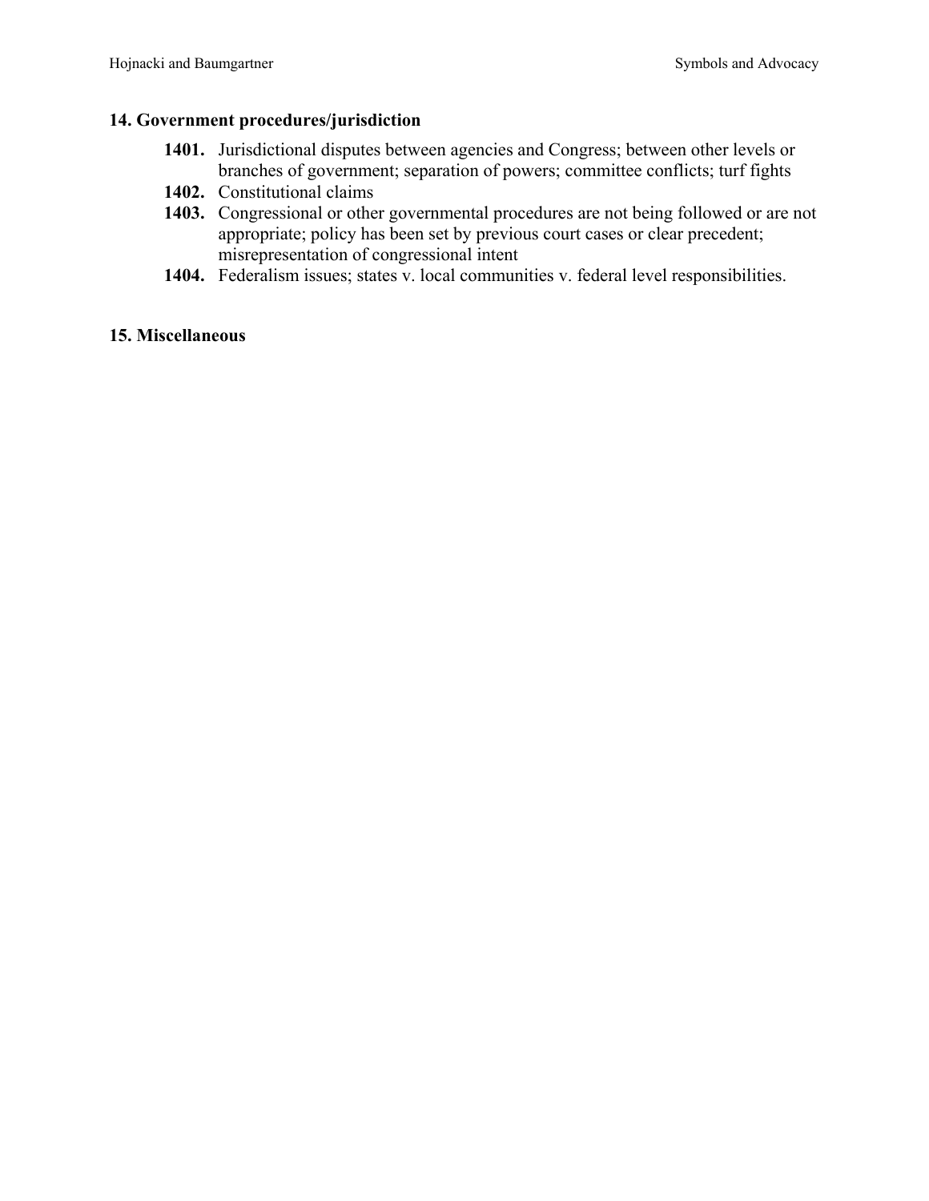**14. Government procedures/jurisdiction**

- **1401.** Jurisdictional disputes between agencies and Congress; between other levels or branches of government; separation of powers; committee conflicts; turf fights
- **1402.** Constitutional claims
- **1403.** Congressional or other governmental procedures are not being followed or are not appropriate; policy has been set by previous court cases or clear precedent; misrepresentation of congressional intent
- **1404.** Federalism issues; states v. local communities v. federal level responsibilities.

**15. Miscellaneous**